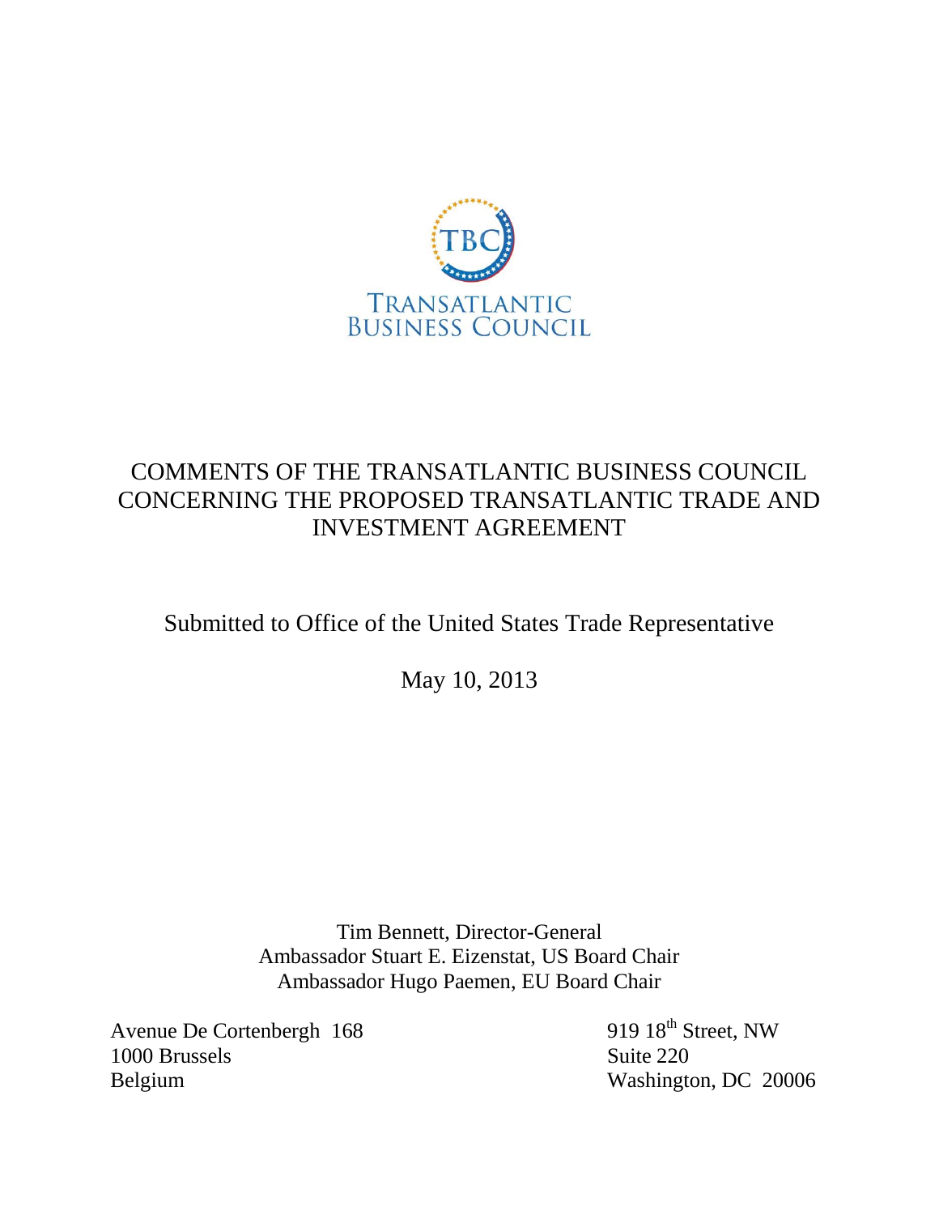TBC

TRANSATLANTIC
BUSINESS COUNCIL

# COMMENTS OF THE TRANSATLANTIC BUSINESS COUNCIL CONCERNING THE PROPOSED TRANSATLANTIC TRADE AND INVESTMENT AGREEMENT

Submitted to Office of the United States Trade Representative

May 10, 2013

Tim Bennett, Director-General
Ambassador Stuart E. Eizenstat, US Board Chair
Ambassador Hugo Paemen, EU Board Chair

Avenue De Cortenbergh 168
1000 Brussels
Belgium

919 18th Street, NW
Suite 220
Washington, DC 20006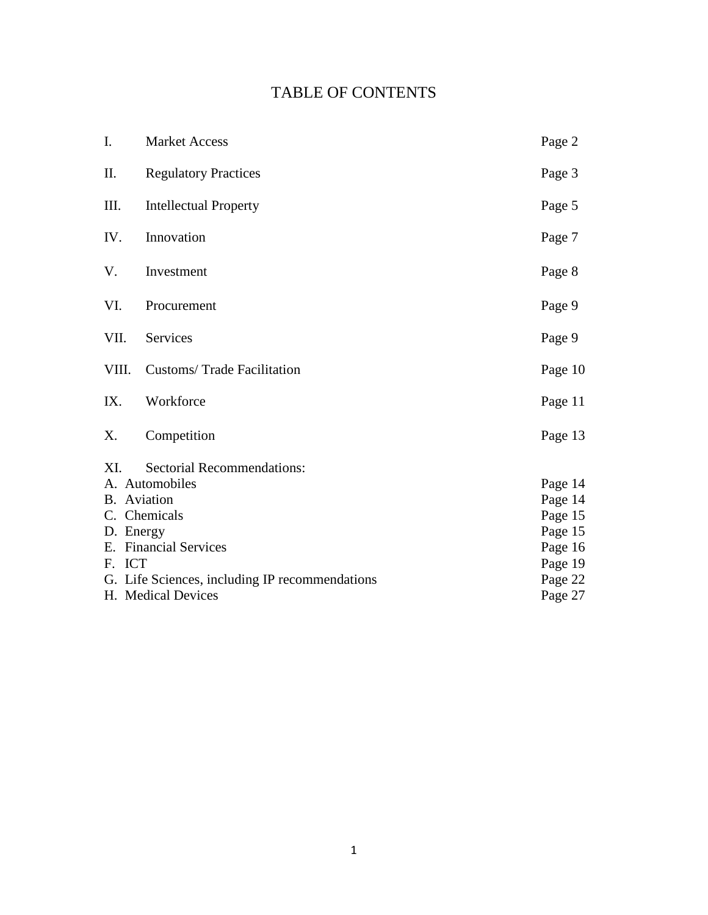# TABLE OF CONTENTS

| | | |
|---|---|---|
| I. | Market Access | Page 2 |
| II. | Regulatory Practices | Page 3 |
| III. | Intellectual Property | Page 5 |
| IV. | Innovation | Page 7 |
| V. | Investment | Page 8 |
| VI. | Procurement | Page 9 |
| VII. | Services | Page 9 |
| VIII. | Customs/ Trade Facilitation | Page 10 |
| IX. | Workforce | Page 11 |
| X. | Competition | Page 13 |
| XI. | Sectorial Recommendations: | |
| A. | Automobiles | Page 14 |
| B. | Aviation | Page 14 |
| C. | Chemicals | Page 15 |
| D. | Energy | Page 15 |
| E. | Financial Services | Page 16 |
| F. | ICT | Page 19 |
| G. | Life Sciences, including IP recommendations | Page 22 |
| H. | Medical Devices | Page 27 |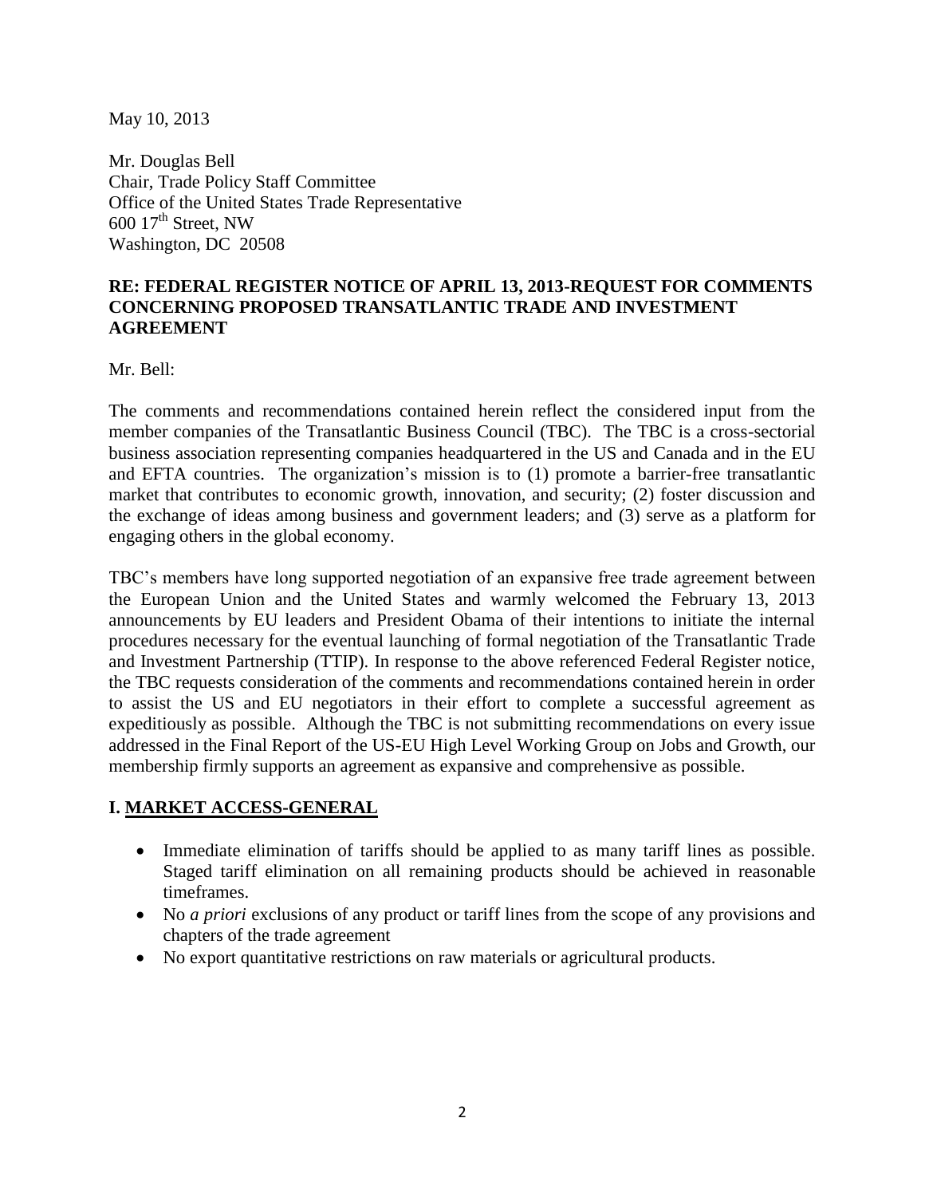May 10, 2013

Mr. Douglas Bell  
Chair, Trade Policy Staff Committee  
Office of the United States Trade Representative  
600 17th Street, NW  
Washington, DC 20508

**RE: FEDERAL REGISTER NOTICE OF APRIL 13, 2013-REQUEST FOR COMMENTS CONCERNING PROPOSED TRANSATLANTIC TRADE AND INVESTMENT AGREEMENT**

Mr. Bell:

The comments and recommendations contained herein reflect the considered input from the member companies of the Transatlantic Business Council (TBC). The TBC is a cross-sectorial business association representing companies headquartered in the US and Canada and in the EU and EFTA countries. The organization's mission is to (1) promote a barrier-free transatlantic market that contributes to economic growth, innovation, and security; (2) foster discussion and the exchange of ideas among business and government leaders; and (3) serve as a platform for engaging others in the global economy.

TBC's members have long supported negotiation of an expansive free trade agreement between the European Union and the United States and warmly welcomed the February 13, 2013 announcements by EU leaders and President Obama of their intentions to initiate the internal procedures necessary for the eventual launching of formal negotiation of the Transatlantic Trade and Investment Partnership (TTIP). In response to the above referenced Federal Register notice, the TBC requests consideration of the comments and recommendations contained herein in order to assist the US and EU negotiators in their effort to complete a successful agreement as expeditiously as possible. Although the TBC is not submitting recommendations on every issue addressed in the Final Report of the US-EU High Level Working Group on Jobs and Growth, our membership firmly supports an agreement as expansive and comprehensive as possible.

## I. MARKET ACCESS-GENERAL

- Immediate elimination of tariffs should be applied to as many tariff lines as possible. Staged tariff elimination on all remaining products should be achieved in reasonable timeframes.
- No *a priori* exclusions of any product or tariff lines from the scope of any provisions and chapters of the trade agreement
- No export quantitative restrictions on raw materials or agricultural products.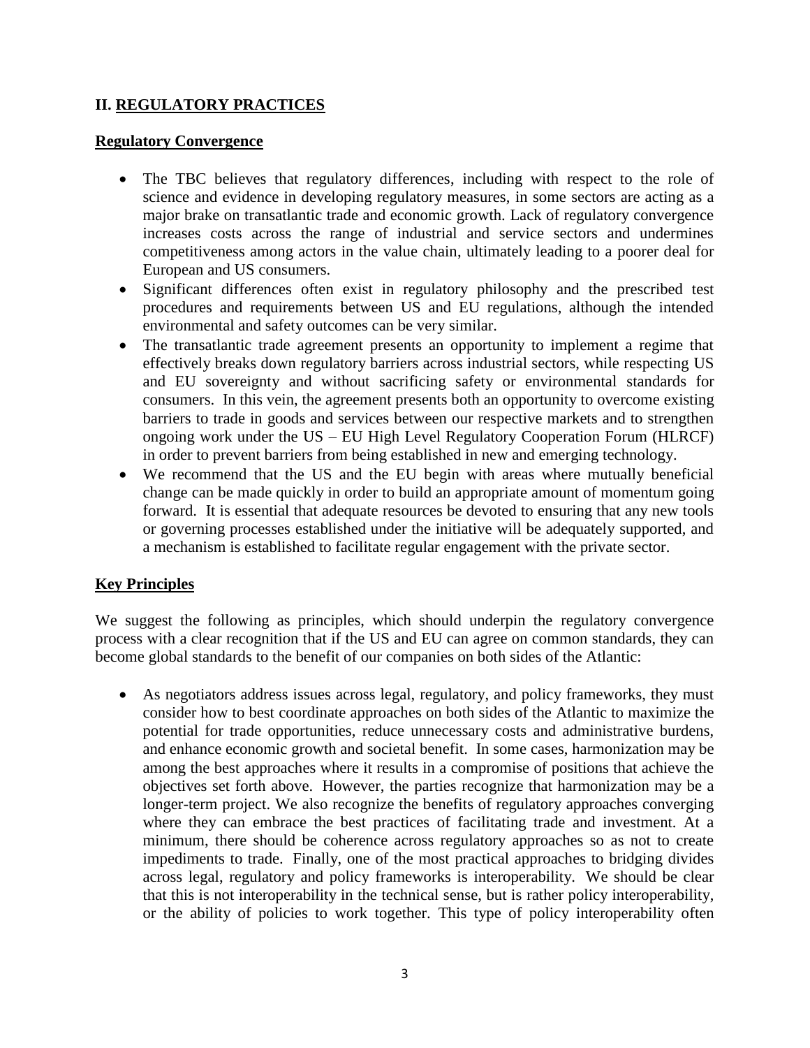## II. REGULATORY PRACTICES

### Regulatory Convergence

- The TBC believes that regulatory differences, including with respect to the role of science and evidence in developing regulatory measures, in some sectors are acting as a major brake on transatlantic trade and economic growth. Lack of regulatory convergence increases costs across the range of industrial and service sectors and undermines competitiveness among actors in the value chain, ultimately leading to a poorer deal for European and US consumers.
- Significant differences often exist in regulatory philosophy and the prescribed test procedures and requirements between US and EU regulations, although the intended environmental and safety outcomes can be very similar.
- The transatlantic trade agreement presents an opportunity to implement a regime that effectively breaks down regulatory barriers across industrial sectors, while respecting US and EU sovereignty and without sacrificing safety or environmental standards for consumers. In this vein, the agreement presents both an opportunity to overcome existing barriers to trade in goods and services between our respective markets and to strengthen ongoing work under the US – EU High Level Regulatory Cooperation Forum (HLRCF) in order to prevent barriers from being established in new and emerging technology.
- We recommend that the US and the EU begin with areas where mutually beneficial change can be made quickly in order to build an appropriate amount of momentum going forward. It is essential that adequate resources be devoted to ensuring that any new tools or governing processes established under the initiative will be adequately supported, and a mechanism is established to facilitate regular engagement with the private sector.

### Key Principles

We suggest the following as principles, which should underpin the regulatory convergence process with a clear recognition that if the US and EU can agree on common standards, they can become global standards to the benefit of our companies on both sides of the Atlantic:

- As negotiators address issues across legal, regulatory, and policy frameworks, they must consider how to best coordinate approaches on both sides of the Atlantic to maximize the potential for trade opportunities, reduce unnecessary costs and administrative burdens, and enhance economic growth and societal benefit. In some cases, harmonization may be among the best approaches where it results in a compromise of positions that achieve the objectives set forth above. However, the parties recognize that harmonization may be a longer-term project. We also recognize the benefits of regulatory approaches converging where they can embrace the best practices of facilitating trade and investment. At a minimum, there should be coherence across regulatory approaches so as not to create impediments to trade. Finally, one of the most practical approaches to bridging divides across legal, regulatory and policy frameworks is interoperability. We should be clear that this is not interoperability in the technical sense, but is rather policy interoperability, or the ability of policies to work together. This type of policy interoperability often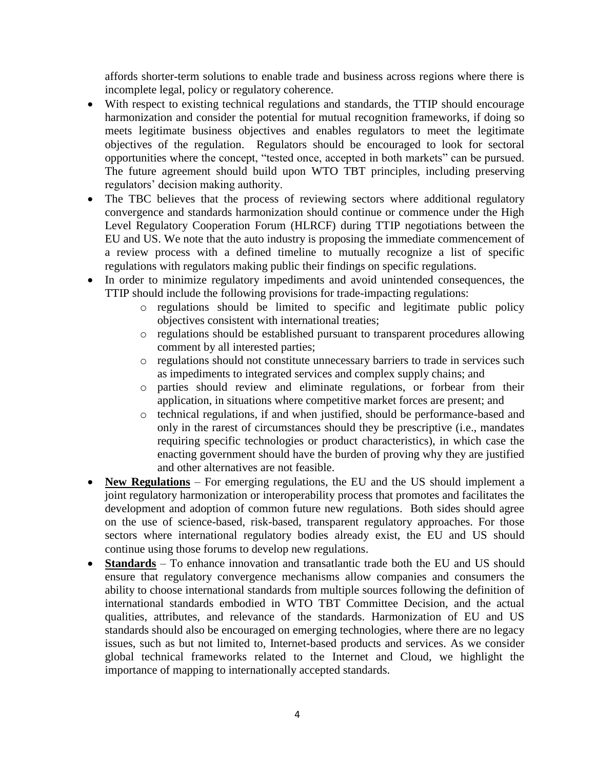affords shorter-term solutions to enable trade and business across regions where there is incomplete legal, policy or regulatory coherence.

- With respect to existing technical regulations and standards, the TTIP should encourage harmonization and consider the potential for mutual recognition frameworks, if doing so meets legitimate business objectives and enables regulators to meet the legitimate objectives of the regulation. Regulators should be encouraged to look for sectoral opportunities where the concept, "tested once, accepted in both markets" can be pursued. The future agreement should build upon WTO TBT principles, including preserving regulators' decision making authority.
- The TBC believes that the process of reviewing sectors where additional regulatory convergence and standards harmonization should continue or commence under the High Level Regulatory Cooperation Forum (HLRCF) during TTIP negotiations between the EU and US. We note that the auto industry is proposing the immediate commencement of a review process with a defined timeline to mutually recognize a list of specific regulations with regulators making public their findings on specific regulations.
- In order to minimize regulatory impediments and avoid unintended consequences, the TTIP should include the following provisions for trade-impacting regulations:
    - regulations should be limited to specific and legitimate public policy objectives consistent with international treaties;
    - regulations should be established pursuant to transparent procedures allowing comment by all interested parties;
    - regulations should not constitute unnecessary barriers to trade in services such as impediments to integrated services and complex supply chains; and
    - parties should review and eliminate regulations, or forbear from their application, in situations where competitive market forces are present; and
    - technical regulations, if and when justified, should be performance-based and only in the rarest of circumstances should they be prescriptive (i.e., mandates requiring specific technologies or product characteristics), in which case the enacting government should have the burden of proving why they are justified and other alternatives are not feasible.
- **New Regulations** – For emerging regulations, the EU and the US should implement a joint regulatory harmonization or interoperability process that promotes and facilitates the development and adoption of common future new regulations. Both sides should agree on the use of science-based, risk-based, transparent regulatory approaches. For those sectors where international regulatory bodies already exist, the EU and US should continue using those forums to develop new regulations.
- **Standards** – To enhance innovation and transatlantic trade both the EU and US should ensure that regulatory convergence mechanisms allow companies and consumers the ability to choose international standards from multiple sources following the definition of international standards embodied in WTO TBT Committee Decision, and the actual qualities, attributes, and relevance of the standards. Harmonization of EU and US standards should also be encouraged on emerging technologies, where there are no legacy issues, such as but not limited to, Internet-based products and services. As we consider global technical frameworks related to the Internet and Cloud, we highlight the importance of mapping to internationally accepted standards.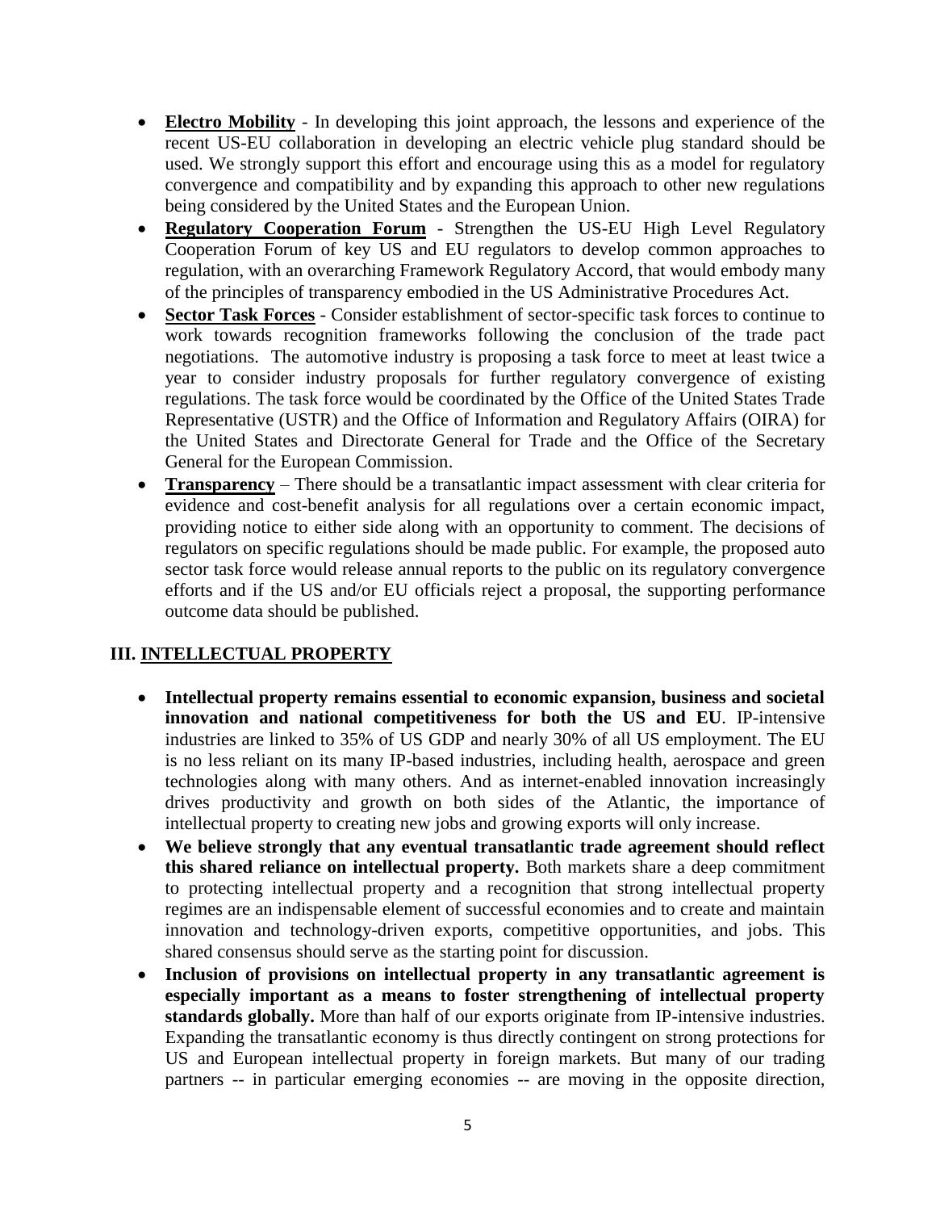- **Electro Mobility** - In developing this joint approach, the lessons and experience of the recent US-EU collaboration in developing an electric vehicle plug standard should be used. We strongly support this effort and encourage using this as a model for regulatory convergence and compatibility and by expanding this approach to other new regulations being considered by the United States and the European Union.
- **Regulatory Cooperation Forum** - Strengthen the US-EU High Level Regulatory Cooperation Forum of key US and EU regulators to develop common approaches to regulation, with an overarching Framework Regulatory Accord, that would embody many of the principles of transparency embodied in the US Administrative Procedures Act.
- **Sector Task Forces** - Consider establishment of sector-specific task forces to continue to work towards recognition frameworks following the conclusion of the trade pact negotiations. The automotive industry is proposing a task force to meet at least twice a year to consider industry proposals for further regulatory convergence of existing regulations. The task force would be coordinated by the Office of the United States Trade Representative (USTR) and the Office of Information and Regulatory Affairs (OIRA) for the United States and Directorate General for Trade and the Office of the Secretary General for the European Commission.
- **Transparency** – There should be a transatlantic impact assessment with clear criteria for evidence and cost-benefit analysis for all regulations over a certain economic impact, providing notice to either side along with an opportunity to comment. The decisions of regulators on specific regulations should be made public. For example, the proposed auto sector task force would release annual reports to the public on its regulatory convergence efforts and if the US and/or EU officials reject a proposal, the supporting performance outcome data should be published.

## III. INTELLECTUAL PROPERTY

- **Intellectual property remains essential to economic expansion, business and societal innovation and national competitiveness for both the US and EU**. IP-intensive industries are linked to 35% of US GDP and nearly 30% of all US employment. The EU is no less reliant on its many IP-based industries, including health, aerospace and green technologies along with many others. And as internet-enabled innovation increasingly drives productivity and growth on both sides of the Atlantic, the importance of intellectual property to creating new jobs and growing exports will only increase.
- **We believe strongly that any eventual transatlantic trade agreement should reflect this shared reliance on intellectual property.** Both markets share a deep commitment to protecting intellectual property and a recognition that strong intellectual property regimes are an indispensable element of successful economies and to create and maintain innovation and technology-driven exports, competitive opportunities, and jobs. This shared consensus should serve as the starting point for discussion.
- **Inclusion of provisions on intellectual property in any transatlantic agreement is especially important as a means to foster strengthening of intellectual property standards globally.** More than half of our exports originate from IP-intensive industries. Expanding the transatlantic economy is thus directly contingent on strong protections for US and European intellectual property in foreign markets. But many of our trading partners -- in particular emerging economies -- are moving in the opposite direction,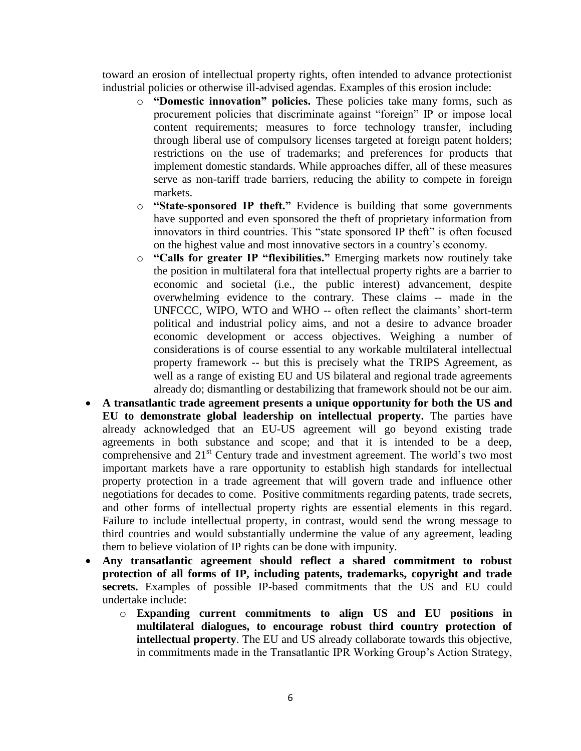toward an erosion of intellectual property rights, often intended to advance protectionist industrial policies or otherwise ill-advised agendas. Examples of this erosion include:

  - **"Domestic innovation" policies.** These policies take many forms, such as procurement policies that discriminate against "foreign" IP or impose local content requirements; measures to force technology transfer, including through liberal use of compulsory licenses targeted at foreign patent holders; restrictions on the use of trademarks; and preferences for products that implement domestic standards. While approaches differ, all of these measures serve as non-tariff trade barriers, reducing the ability to compete in foreign markets.
  - **"State-sponsored IP theft."** Evidence is building that some governments have supported and even sponsored the theft of proprietary information from innovators in third countries. This "state sponsored IP theft" is often focused on the highest value and most innovative sectors in a country's economy.
  - **"Calls for greater IP "flexibilities."** Emerging markets now routinely take the position in multilateral fora that intellectual property rights are a barrier to economic and societal (i.e., the public interest) advancement, despite overwhelming evidence to the contrary. These claims -- made in the UNFCCC, WIPO, WTO and WHO -- often reflect the claimants' short-term political and industrial policy aims, and not a desire to advance broader economic development or access objectives. Weighing a number of considerations is of course essential to any workable multilateral intellectual property framework -- but this is precisely what the TRIPS Agreement, as well as a range of existing EU and US bilateral and regional trade agreements already do; dismantling or destabilizing that framework should not be our aim.

- **A transatlantic trade agreement presents a unique opportunity for both the US and EU to demonstrate global leadership on intellectual property.** The parties have already acknowledged that an EU-US agreement will go beyond existing trade agreements in both substance and scope; and that it is intended to be a deep, comprehensive and 21st Century trade and investment agreement. The world's two most important markets have a rare opportunity to establish high standards for intellectual property protection in a trade agreement that will govern trade and influence other negotiations for decades to come. Positive commitments regarding patents, trade secrets, and other forms of intellectual property rights are essential elements in this regard. Failure to include intellectual property, in contrast, would send the wrong message to third countries and would substantially undermine the value of any agreement, leading them to believe violation of IP rights can be done with impunity.
- **Any transatlantic agreement should reflect a shared commitment to robust protection of all forms of IP, including patents, trademarks, copyright and trade secrets.** Examples of possible IP-based commitments that the US and EU could undertake include:
  - **Expanding current commitments to align US and EU positions in multilateral dialogues, to encourage robust third country protection of intellectual property**. The EU and US already collaborate towards this objective, in commitments made in the Transatlantic IPR Working Group's Action Strategy,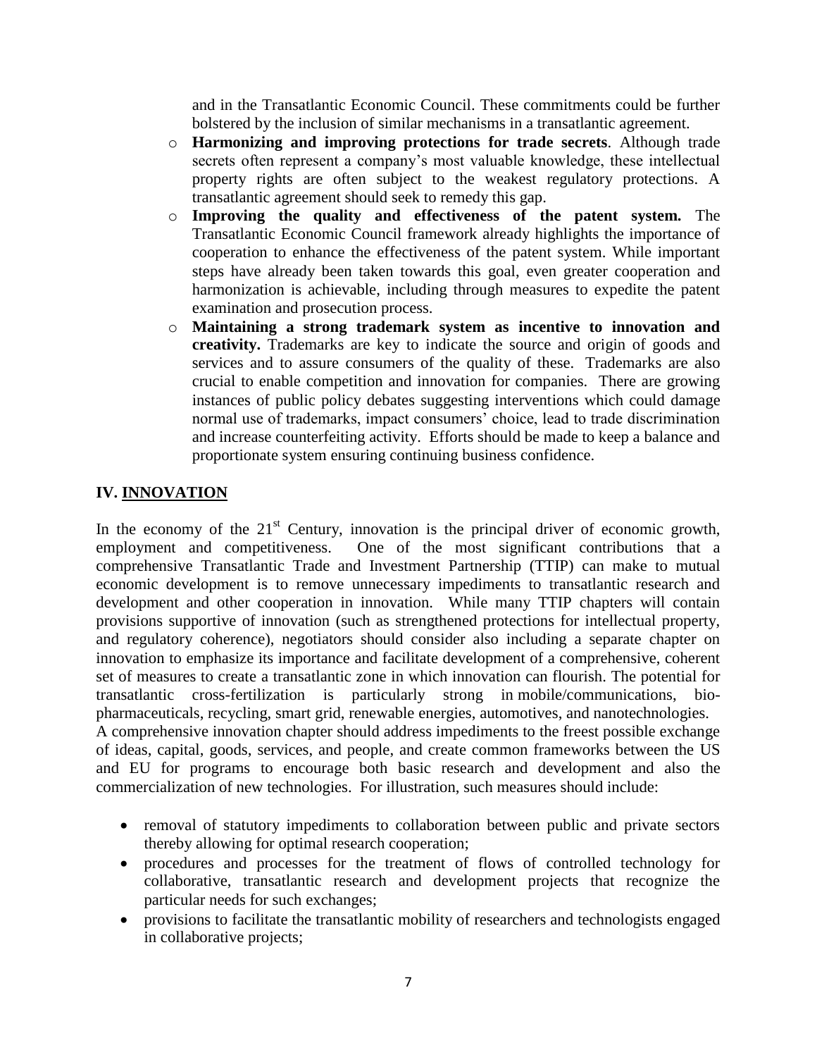and in the Transatlantic Economic Council. These commitments could be further bolstered by the inclusion of similar mechanisms in a transatlantic agreement.

- **Harmonizing and improving protections for trade secrets**. Although trade secrets often represent a company's most valuable knowledge, these intellectual property rights are often subject to the weakest regulatory protections. A transatlantic agreement should seek to remedy this gap.
- **Improving the quality and effectiveness of the patent system.** The Transatlantic Economic Council framework already highlights the importance of cooperation to enhance the effectiveness of the patent system. While important steps have already been taken towards this goal, even greater cooperation and harmonization is achievable, including through measures to expedite the patent examination and prosecution process.
- **Maintaining a strong trademark system as incentive to innovation and creativity.** Trademarks are key to indicate the source and origin of goods and services and to assure consumers of the quality of these. Trademarks are also crucial to enable competition and innovation for companies. There are growing instances of public policy debates suggesting interventions which could damage normal use of trademarks, impact consumers' choice, lead to trade discrimination and increase counterfeiting activity. Efforts should be made to keep a balance and proportionate system ensuring continuing business confidence.

## IV. INNOVATION

In the economy of the 21st Century, innovation is the principal driver of economic growth, employment and competitiveness. One of the most significant contributions that a comprehensive Transatlantic Trade and Investment Partnership (TTIP) can make to mutual economic development is to remove unnecessary impediments to transatlantic research and development and other cooperation in innovation. While many TTIP chapters will contain provisions supportive of innovation (such as strengthened protections for intellectual property, and regulatory coherence), negotiators should consider also including a separate chapter on innovation to emphasize its importance and facilitate development of a comprehensive, coherent set of measures to create a transatlantic zone in which innovation can flourish. The potential for transatlantic cross-fertilization is particularly strong in mobile/communications, bio-pharmaceuticals, recycling, smart grid, renewable energies, automotives, and nanotechnologies.

A comprehensive innovation chapter should address impediments to the freest possible exchange of ideas, capital, goods, services, and people, and create common frameworks between the US and EU for programs to encourage both basic research and development and also the commercialization of new technologies. For illustration, such measures should include:

- removal of statutory impediments to collaboration between public and private sectors thereby allowing for optimal research cooperation;
- procedures and processes for the treatment of flows of controlled technology for collaborative, transatlantic research and development projects that recognize the particular needs for such exchanges;
- provisions to facilitate the transatlantic mobility of researchers and technologists engaged in collaborative projects;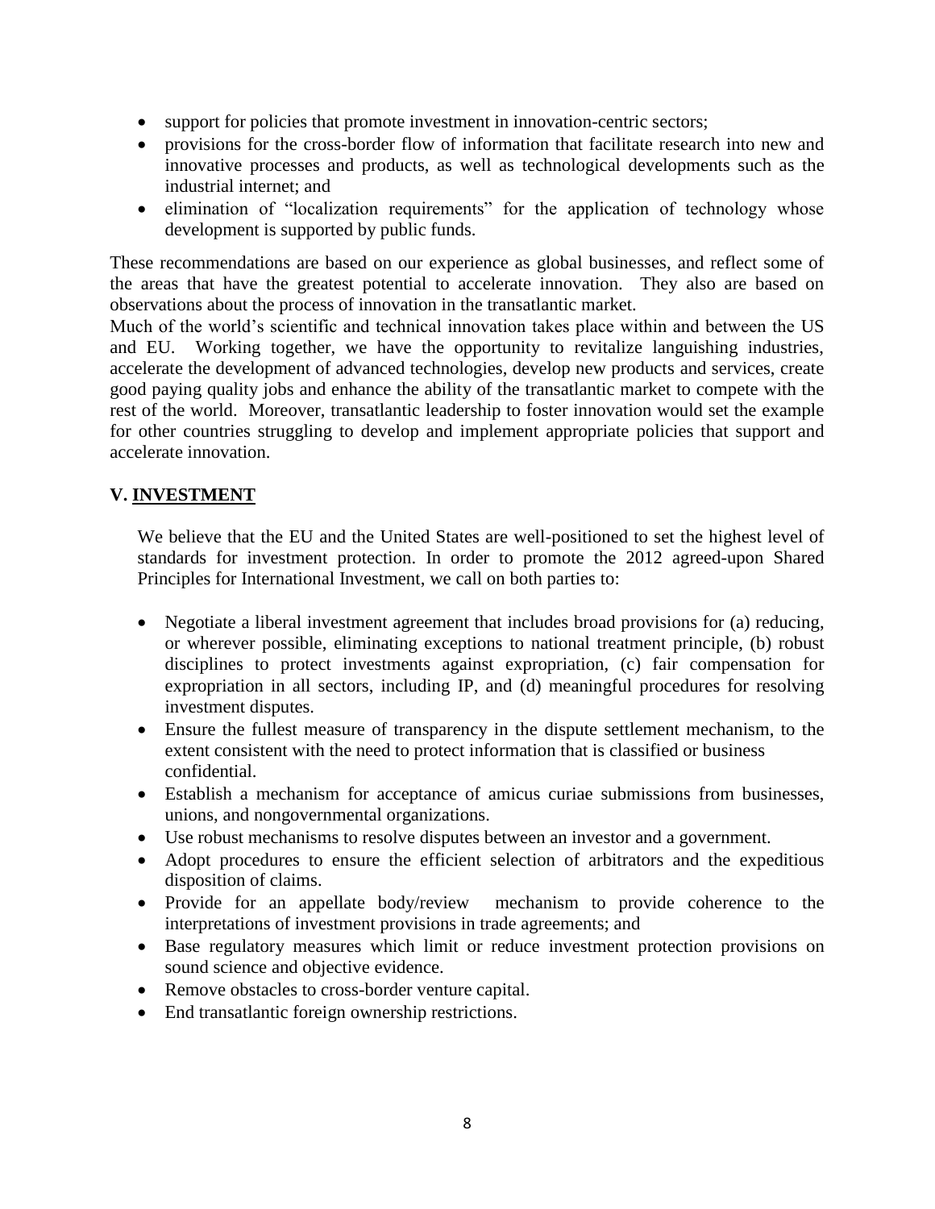- support for policies that promote investment in innovation-centric sectors;
- provisions for the cross-border flow of information that facilitate research into new and innovative processes and products, as well as technological developments such as the industrial internet; and
- elimination of "localization requirements" for the application of technology whose development is supported by public funds.

These recommendations are based on our experience as global businesses, and reflect some of the areas that have the greatest potential to accelerate innovation. They also are based on observations about the process of innovation in the transatlantic market.

Much of the world's scientific and technical innovation takes place within and between the US and EU. Working together, we have the opportunity to revitalize languishing industries, accelerate the development of advanced technologies, develop new products and services, create good paying quality jobs and enhance the ability of the transatlantic market to compete with the rest of the world. Moreover, transatlantic leadership to foster innovation would set the example for other countries struggling to develop and implement appropriate policies that support and accelerate innovation.

## V. INVESTMENT

We believe that the EU and the United States are well-positioned to set the highest level of standards for investment protection. In order to promote the 2012 agreed-upon Shared Principles for International Investment, we call on both parties to:

- Negotiate a liberal investment agreement that includes broad provisions for (a) reducing, or wherever possible, eliminating exceptions to national treatment principle, (b) robust disciplines to protect investments against expropriation, (c) fair compensation for expropriation in all sectors, including IP, and (d) meaningful procedures for resolving investment disputes.
- Ensure the fullest measure of transparency in the dispute settlement mechanism, to the extent consistent with the need to protect information that is classified or business confidential.
- Establish a mechanism for acceptance of amicus curiae submissions from businesses, unions, and nongovernmental organizations.
- Use robust mechanisms to resolve disputes between an investor and a government.
- Adopt procedures to ensure the efficient selection of arbitrators and the expeditious disposition of claims.
- Provide for an appellate body/review mechanism to provide coherence to the interpretations of investment provisions in trade agreements; and
- Base regulatory measures which limit or reduce investment protection provisions on sound science and objective evidence.
- Remove obstacles to cross-border venture capital.
- End transatlantic foreign ownership restrictions.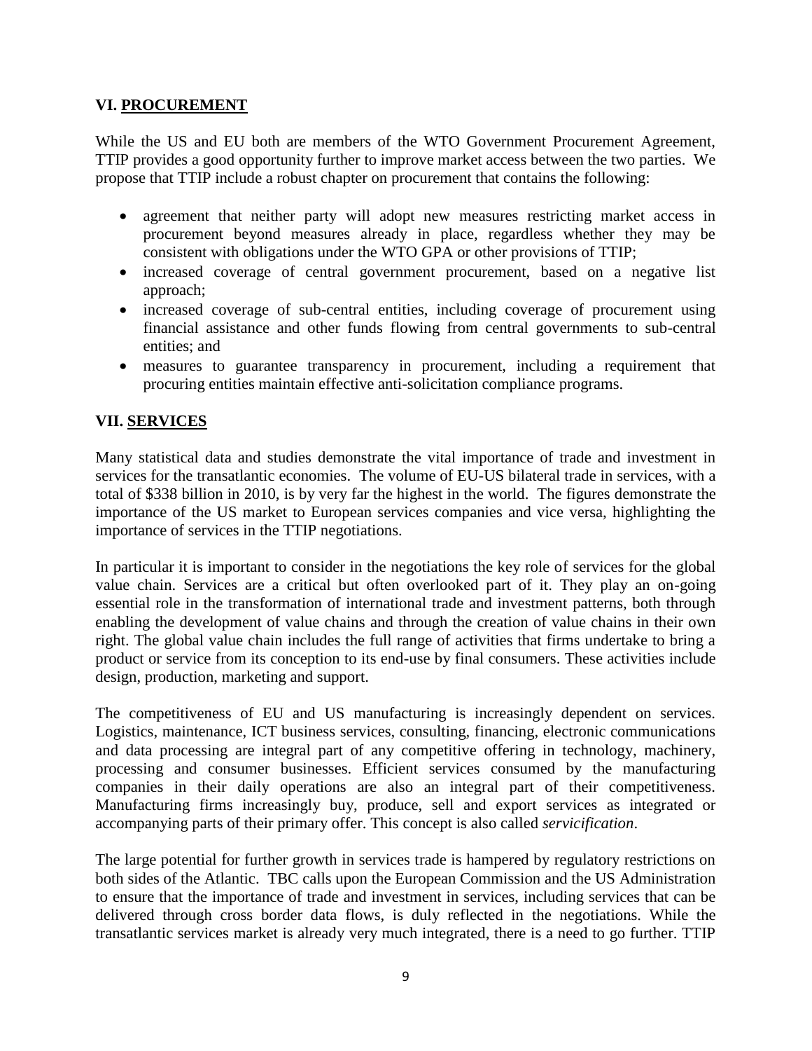## VI. PROCUREMENT

While the US and EU both are members of the WTO Government Procurement Agreement, TTIP provides a good opportunity further to improve market access between the two parties. We propose that TTIP include a robust chapter on procurement that contains the following:

- agreement that neither party will adopt new measures restricting market access in procurement beyond measures already in place, regardless whether they may be consistent with obligations under the WTO GPA or other provisions of TTIP;
- increased coverage of central government procurement, based on a negative list approach;
- increased coverage of sub-central entities, including coverage of procurement using financial assistance and other funds flowing from central governments to sub-central entities; and
- measures to guarantee transparency in procurement, including a requirement that procuring entities maintain effective anti-solicitation compliance programs.

## VII. SERVICES

Many statistical data and studies demonstrate the vital importance of trade and investment in services for the transatlantic economies. The volume of EU-US bilateral trade in services, with a total of $338 billion in 2010, is by very far the highest in the world. The figures demonstrate the importance of the US market to European services companies and vice versa, highlighting the importance of services in the TTIP negotiations.

In particular it is important to consider in the negotiations the key role of services for the global value chain. Services are a critical but often overlooked part of it. They play an on-going essential role in the transformation of international trade and investment patterns, both through enabling the development of value chains and through the creation of value chains in their own right. The global value chain includes the full range of activities that firms undertake to bring a product or service from its conception to its end-use by final consumers. These activities include design, production, marketing and support.

The competitiveness of EU and US manufacturing is increasingly dependent on services. Logistics, maintenance, ICT business services, consulting, financing, electronic communications and data processing are integral part of any competitive offering in technology, machinery, processing and consumer businesses. Efficient services consumed by the manufacturing companies in their daily operations are also an integral part of their competitiveness. Manufacturing firms increasingly buy, produce, sell and export services as integrated or accompanying parts of their primary offer. This concept is also called *servicification*.

The large potential for further growth in services trade is hampered by regulatory restrictions on both sides of the Atlantic. TBC calls upon the European Commission and the US Administration to ensure that the importance of trade and investment in services, including services that can be delivered through cross border data flows, is duly reflected in the negotiations. While the transatlantic services market is already very much integrated, there is a need to go further. TTIP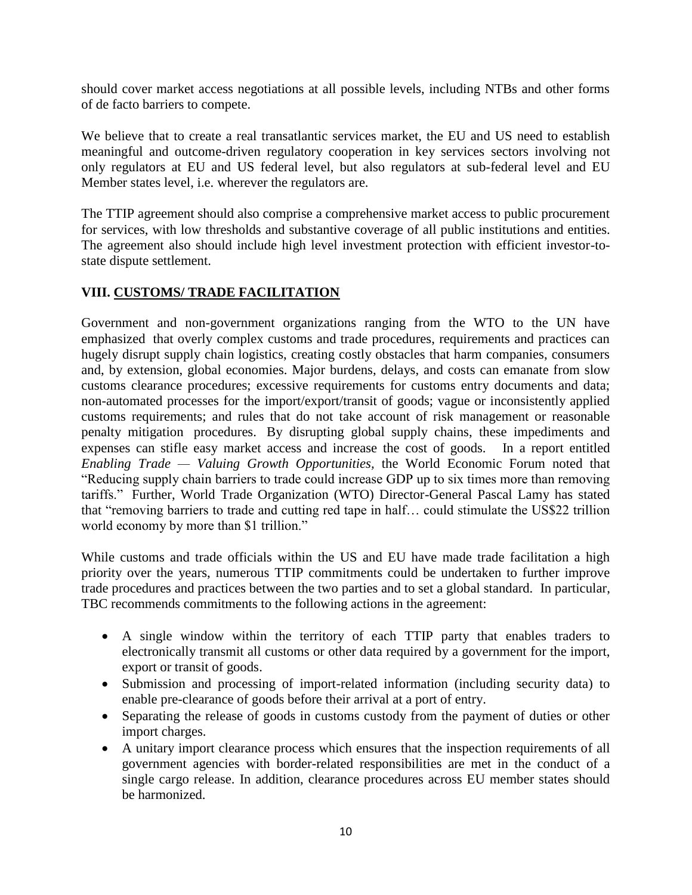should cover market access negotiations at all possible levels, including NTBs and other forms of de facto barriers to compete.

We believe that to create a real transatlantic services market, the EU and US need to establish meaningful and outcome-driven regulatory cooperation in key services sectors involving not only regulators at EU and US federal level, but also regulators at sub-federal level and EU Member states level, i.e. wherever the regulators are.

The TTIP agreement should also comprise a comprehensive market access to public procurement for services, with low thresholds and substantive coverage of all public institutions and entities. The agreement also should include high level investment protection with efficient investor-to-state dispute settlement.

## VIII. CUSTOMS/ TRADE FACILITATION

Government and non-government organizations ranging from the WTO to the UN have emphasized that overly complex customs and trade procedures, requirements and practices can hugely disrupt supply chain logistics, creating costly obstacles that harm companies, consumers and, by extension, global economies. Major burdens, delays, and costs can emanate from slow customs clearance procedures; excessive requirements for customs entry documents and data; non-automated processes for the import/export/transit of goods; vague or inconsistently applied customs requirements; and rules that do not take account of risk management or reasonable penalty mitigation procedures. By disrupting global supply chains, these impediments and expenses can stifle easy market access and increase the cost of goods. In a report entitled *Enabling Trade — Valuing Growth Opportunities,* the World Economic Forum noted that "Reducing supply chain barriers to trade could increase GDP up to six times more than removing tariffs." Further, World Trade Organization (WTO) Director-General Pascal Lamy has stated that "removing barriers to trade and cutting red tape in half… could stimulate the US$22 trillion world economy by more than $1 trillion."

While customs and trade officials within the US and EU have made trade facilitation a high priority over the years, numerous TTIP commitments could be undertaken to further improve trade procedures and practices between the two parties and to set a global standard. In particular, TBC recommends commitments to the following actions in the agreement:

- A single window within the territory of each TTIP party that enables traders to electronically transmit all customs or other data required by a government for the import, export or transit of goods.
- Submission and processing of import-related information (including security data) to enable pre-clearance of goods before their arrival at a port of entry.
- Separating the release of goods in customs custody from the payment of duties or other import charges.
- A unitary import clearance process which ensures that the inspection requirements of all government agencies with border-related responsibilities are met in the conduct of a single cargo release. In addition, clearance procedures across EU member states should be harmonized.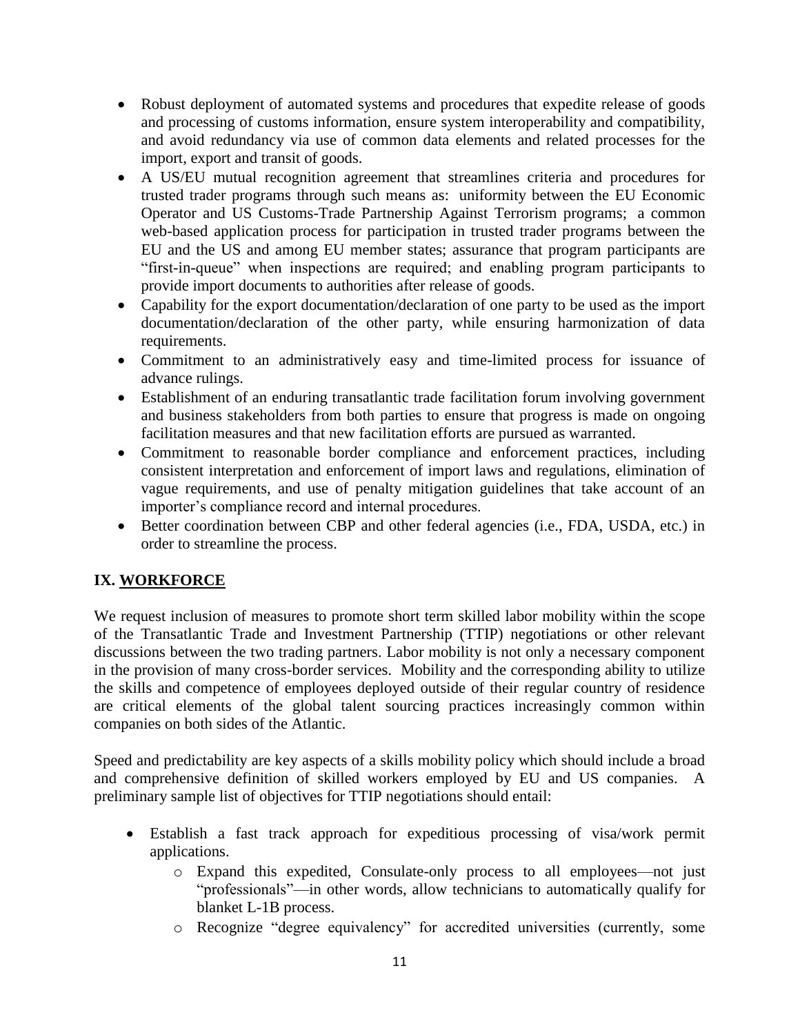- Robust deployment of automated systems and procedures that expedite release of goods and processing of customs information, ensure system interoperability and compatibility, and avoid redundancy via use of common data elements and related processes for the import, export and transit of goods.
- A US/EU mutual recognition agreement that streamlines criteria and procedures for trusted trader programs through such means as: uniformity between the EU Economic Operator and US Customs-Trade Partnership Against Terrorism programs; a common web-based application process for participation in trusted trader programs between the EU and the US and among EU member states; assurance that program participants are "first-in-queue" when inspections are required; and enabling program participants to provide import documents to authorities after release of goods.
- Capability for the export documentation/declaration of one party to be used as the import documentation/declaration of the other party, while ensuring harmonization of data requirements.
- Commitment to an administratively easy and time-limited process for issuance of advance rulings.
- Establishment of an enduring transatlantic trade facilitation forum involving government and business stakeholders from both parties to ensure that progress is made on ongoing facilitation measures and that new facilitation efforts are pursued as warranted.
- Commitment to reasonable border compliance and enforcement practices, including consistent interpretation and enforcement of import laws and regulations, elimination of vague requirements, and use of penalty mitigation guidelines that take account of an importer's compliance record and internal procedures.
- Better coordination between CBP and other federal agencies (i.e., FDA, USDA, etc.) in order to streamline the process.

## IX. WORKFORCE

We request inclusion of measures to promote short term skilled labor mobility within the scope of the Transatlantic Trade and Investment Partnership (TTIP) negotiations or other relevant discussions between the two trading partners. Labor mobility is not only a necessary component in the provision of many cross-border services. Mobility and the corresponding ability to utilize the skills and competence of employees deployed outside of their regular country of residence are critical elements of the global talent sourcing practices increasingly common within companies on both sides of the Atlantic.

Speed and predictability are key aspects of a skills mobility policy which should include a broad and comprehensive definition of skilled workers employed by EU and US companies. A preliminary sample list of objectives for TTIP negotiations should entail:

- Establish a fast track approach for expeditious processing of visa/work permit applications.
  - Expand this expedited, Consulate-only process to all employees—not just "professionals"—in other words, allow technicians to automatically qualify for blanket L-1B process.
  - Recognize "degree equivalency" for accredited universities (currently, some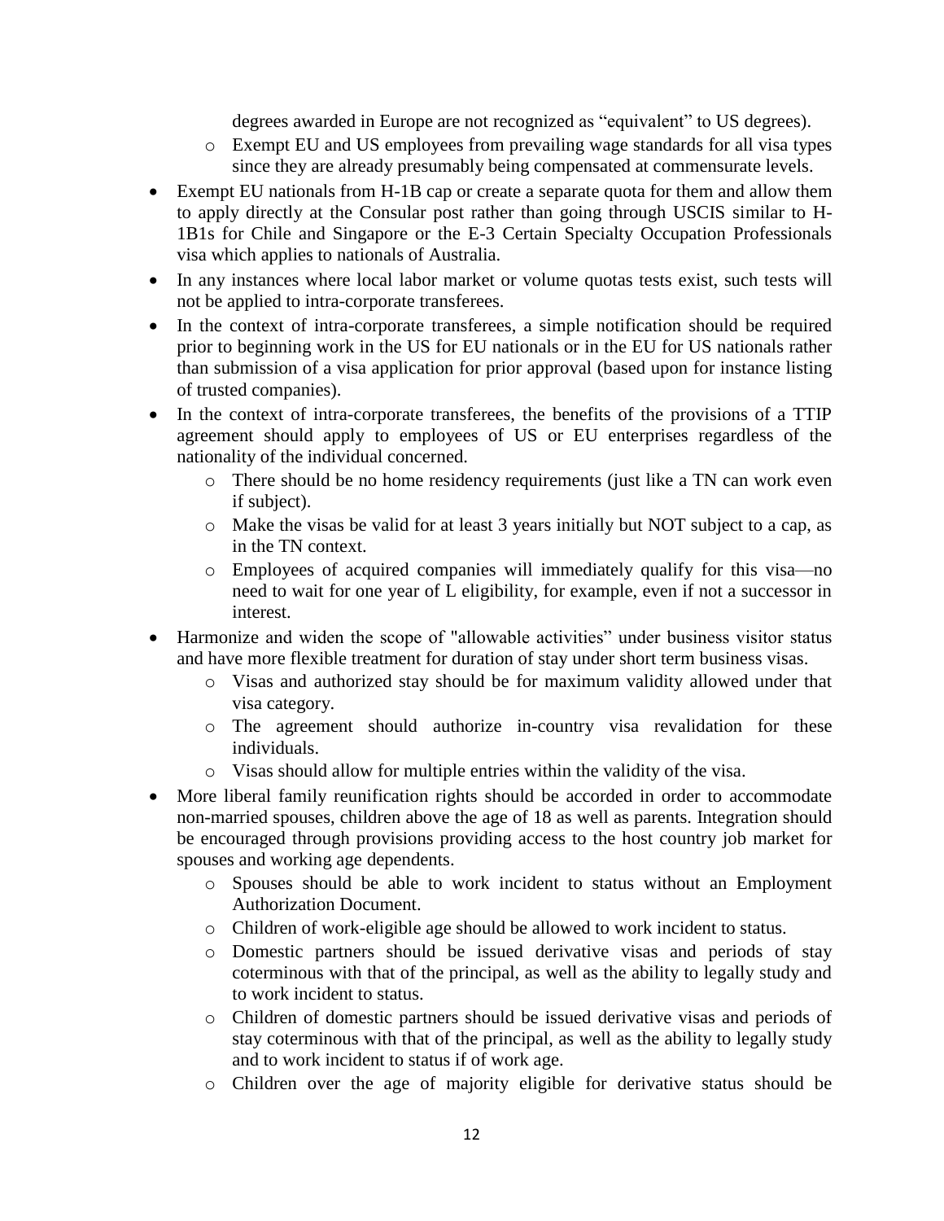degrees awarded in Europe are not recognized as "equivalent" to US degrees).
    - Exempt EU and US employees from prevailing wage standards for all visa types since they are already presumably being compensated at commensurate levels.
- Exempt EU nationals from H-1B cap or create a separate quota for them and allow them to apply directly at the Consular post rather than going through USCIS similar to H-1B1s for Chile and Singapore or the E-3 Certain Specialty Occupation Professionals visa which applies to nationals of Australia.
- In any instances where local labor market or volume quotas tests exist, such tests will not be applied to intra-corporate transferees.
- In the context of intra-corporate transferees, a simple notification should be required prior to beginning work in the US for EU nationals or in the EU for US nationals rather than submission of a visa application for prior approval (based upon for instance listing of trusted companies).
- In the context of intra-corporate transferees, the benefits of the provisions of a TTIP agreement should apply to employees of US or EU enterprises regardless of the nationality of the individual concerned.
    - There should be no home residency requirements (just like a TN can work even if subject).
    - Make the visas be valid for at least 3 years initially but NOT subject to a cap, as in the TN context.
    - Employees of acquired companies will immediately qualify for this visa—no need to wait for one year of L eligibility, for example, even if not a successor in interest.
- Harmonize and widen the scope of "allowable activities" under business visitor status and have more flexible treatment for duration of stay under short term business visas.
    - Visas and authorized stay should be for maximum validity allowed under that visa category.
    - The agreement should authorize in-country visa revalidation for these individuals.
    - Visas should allow for multiple entries within the validity of the visa.
- More liberal family reunification rights should be accorded in order to accommodate non-married spouses, children above the age of 18 as well as parents. Integration should be encouraged through provisions providing access to the host country job market for spouses and working age dependents.
    - Spouses should be able to work incident to status without an Employment Authorization Document.
    - Children of work-eligible age should be allowed to work incident to status.
    - Domestic partners should be issued derivative visas and periods of stay coterminous with that of the principal, as well as the ability to legally study and to work incident to status.
    - Children of domestic partners should be issued derivative visas and periods of stay coterminous with that of the principal, as well as the ability to legally study and to work incident to status if of work age.
    - Children over the age of majority eligible for derivative status should be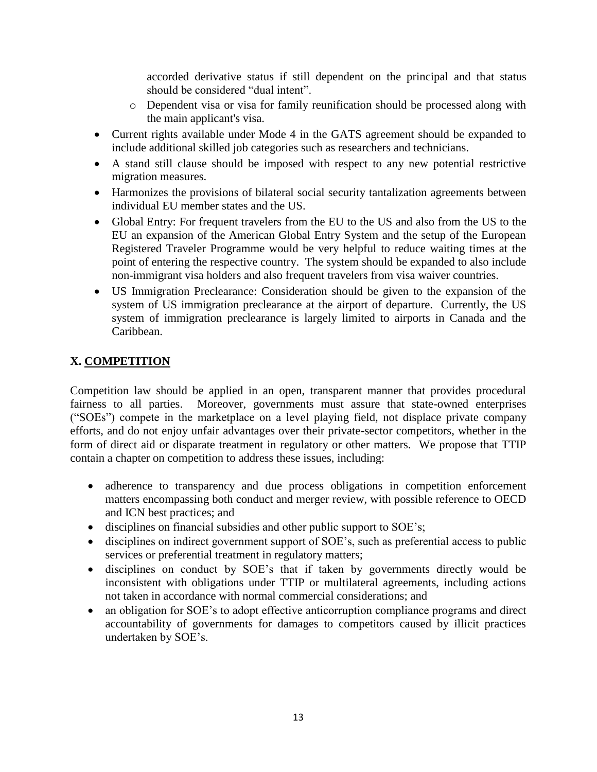accorded derivative status if still dependent on the principal and that status should be considered "dual intent".

  - Dependent visa or visa for family reunification should be processed along with the main applicant's visa.

- Current rights available under Mode 4 in the GATS agreement should be expanded to include additional skilled job categories such as researchers and technicians.
- A stand still clause should be imposed with respect to any new potential restrictive migration measures.
- Harmonizes the provisions of bilateral social security tantalization agreements between individual EU member states and the US.
- Global Entry: For frequent travelers from the EU to the US and also from the US to the EU an expansion of the American Global Entry System and the setup of the European Registered Traveler Programme would be very helpful to reduce waiting times at the point of entering the respective country. The system should be expanded to also include non-immigrant visa holders and also frequent travelers from visa waiver countries.
- US Immigration Preclearance: Consideration should be given to the expansion of the system of US immigration preclearance at the airport of departure. Currently, the US system of immigration preclearance is largely limited to airports in Canada and the Caribbean.

## X. COMPETITION

Competition law should be applied in an open, transparent manner that provides procedural fairness to all parties. Moreover, governments must assure that state-owned enterprises ("SOEs") compete in the marketplace on a level playing field, not displace private company efforts, and do not enjoy unfair advantages over their private-sector competitors, whether in the form of direct aid or disparate treatment in regulatory or other matters. We propose that TTIP contain a chapter on competition to address these issues, including:

- adherence to transparency and due process obligations in competition enforcement matters encompassing both conduct and merger review, with possible reference to OECD and ICN best practices; and
- disciplines on financial subsidies and other public support to SOE's;
- disciplines on indirect government support of SOE's, such as preferential access to public services or preferential treatment in regulatory matters;
- disciplines on conduct by SOE's that if taken by governments directly would be inconsistent with obligations under TTIP or multilateral agreements, including actions not taken in accordance with normal commercial considerations; and
- an obligation for SOE's to adopt effective anticorruption compliance programs and direct accountability of governments for damages to competitors caused by illicit practices undertaken by SOE's.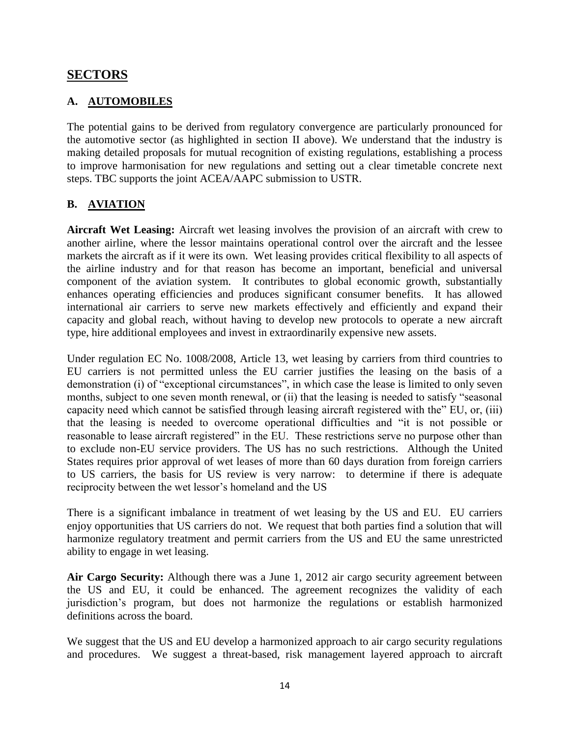## SECTORS

### A. AUTOMOBILES

The potential gains to be derived from regulatory convergence are particularly pronounced for the automotive sector (as highlighted in section II above). We understand that the industry is making detailed proposals for mutual recognition of existing regulations, establishing a process to improve harmonisation for new regulations and setting out a clear timetable concrete next steps. TBC supports the joint ACEA/AAPC submission to USTR.

### B. AVIATION

**Aircraft Wet Leasing:** Aircraft wet leasing involves the provision of an aircraft with crew to another airline, where the lessor maintains operational control over the aircraft and the lessee markets the aircraft as if it were its own. Wet leasing provides critical flexibility to all aspects of the airline industry and for that reason has become an important, beneficial and universal component of the aviation system. It contributes to global economic growth, substantially enhances operating efficiencies and produces significant consumer benefits. It has allowed international air carriers to serve new markets effectively and efficiently and expand their capacity and global reach, without having to develop new protocols to operate a new aircraft type, hire additional employees and invest in extraordinarily expensive new assets.

Under regulation EC No. 1008/2008, Article 13, wet leasing by carriers from third countries to EU carriers is not permitted unless the EU carrier justifies the leasing on the basis of a demonstration (i) of "exceptional circumstances", in which case the lease is limited to only seven months, subject to one seven month renewal, or (ii) that the leasing is needed to satisfy "seasonal capacity need which cannot be satisfied through leasing aircraft registered with the" EU, or, (iii) that the leasing is needed to overcome operational difficulties and "it is not possible or reasonable to lease aircraft registered" in the EU. These restrictions serve no purpose other than to exclude non-EU service providers. The US has no such restrictions. Although the United States requires prior approval of wet leases of more than 60 days duration from foreign carriers to US carriers, the basis for US review is very narrow: to determine if there is adequate reciprocity between the wet lessor's homeland and the US

There is a significant imbalance in treatment of wet leasing by the US and EU. EU carriers enjoy opportunities that US carriers do not. We request that both parties find a solution that will harmonize regulatory treatment and permit carriers from the US and EU the same unrestricted ability to engage in wet leasing.

**Air Cargo Security:** Although there was a June 1, 2012 air cargo security agreement between the US and EU, it could be enhanced. The agreement recognizes the validity of each jurisdiction's program, but does not harmonize the regulations or establish harmonized definitions across the board.

We suggest that the US and EU develop a harmonized approach to air cargo security regulations and procedures. We suggest a threat-based, risk management layered approach to aircraft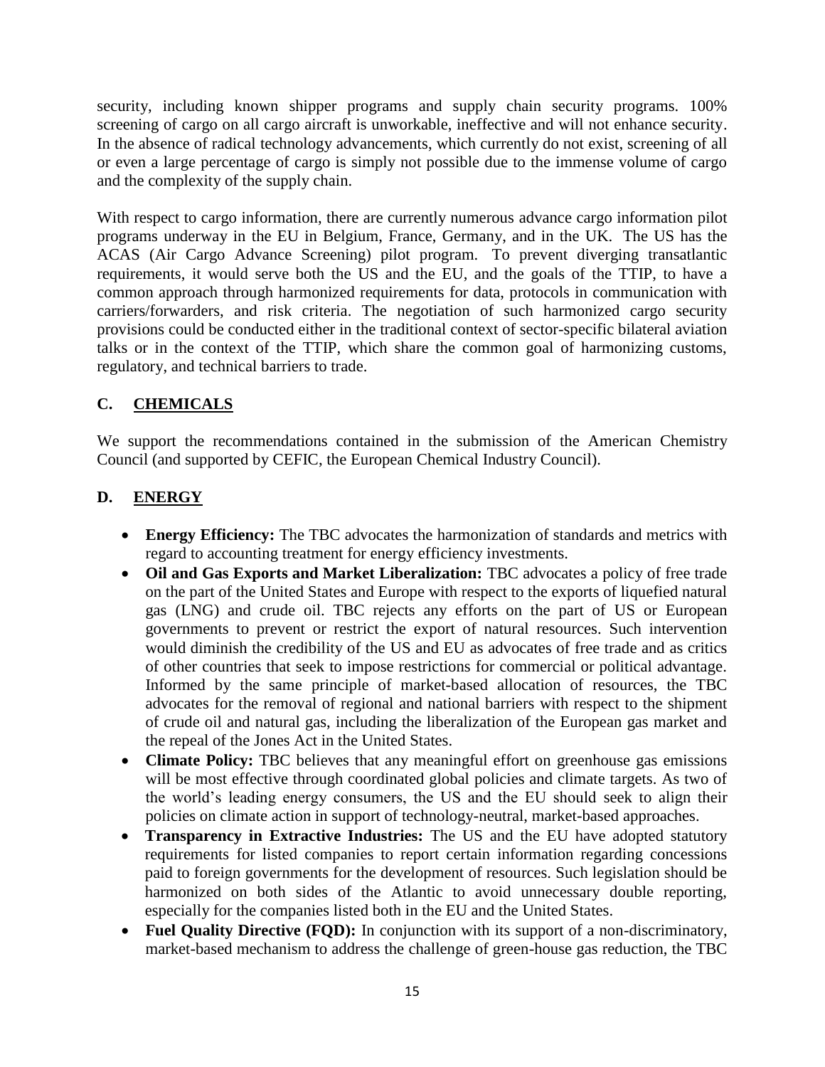security, including known shipper programs and supply chain security programs. 100% screening of cargo on all cargo aircraft is unworkable, ineffective and will not enhance security. In the absence of radical technology advancements, which currently do not exist, screening of all or even a large percentage of cargo is simply not possible due to the immense volume of cargo and the complexity of the supply chain.

With respect to cargo information, there are currently numerous advance cargo information pilot programs underway in the EU in Belgium, France, Germany, and in the UK. The US has the ACAS (Air Cargo Advance Screening) pilot program. To prevent diverging transatlantic requirements, it would serve both the US and the EU, and the goals of the TTIP, to have a common approach through harmonized requirements for data, protocols in communication with carriers/forwarders, and risk criteria. The negotiation of such harmonized cargo security provisions could be conducted either in the traditional context of sector-specific bilateral aviation talks or in the context of the TTIP, which share the common goal of harmonizing customs, regulatory, and technical barriers to trade.

## C. CHEMICALS

We support the recommendations contained in the submission of the American Chemistry Council (and supported by CEFIC, the European Chemical Industry Council).

## D. ENERGY

- **Energy Efficiency:** The TBC advocates the harmonization of standards and metrics with regard to accounting treatment for energy efficiency investments.
- **Oil and Gas Exports and Market Liberalization:** TBC advocates a policy of free trade on the part of the United States and Europe with respect to the exports of liquefied natural gas (LNG) and crude oil. TBC rejects any efforts on the part of US or European governments to prevent or restrict the export of natural resources. Such intervention would diminish the credibility of the US and EU as advocates of free trade and as critics of other countries that seek to impose restrictions for commercial or political advantage. Informed by the same principle of market-based allocation of resources, the TBC advocates for the removal of regional and national barriers with respect to the shipment of crude oil and natural gas, including the liberalization of the European gas market and the repeal of the Jones Act in the United States.
- **Climate Policy:** TBC believes that any meaningful effort on greenhouse gas emissions will be most effective through coordinated global policies and climate targets. As two of the world's leading energy consumers, the US and the EU should seek to align their policies on climate action in support of technology-neutral, market-based approaches.
- **Transparency in Extractive Industries:** The US and the EU have adopted statutory requirements for listed companies to report certain information regarding concessions paid to foreign governments for the development of resources. Such legislation should be harmonized on both sides of the Atlantic to avoid unnecessary double reporting, especially for the companies listed both in the EU and the United States.
- **Fuel Quality Directive (FQD):** In conjunction with its support of a non-discriminatory, market-based mechanism to address the challenge of green-house gas reduction, the TBC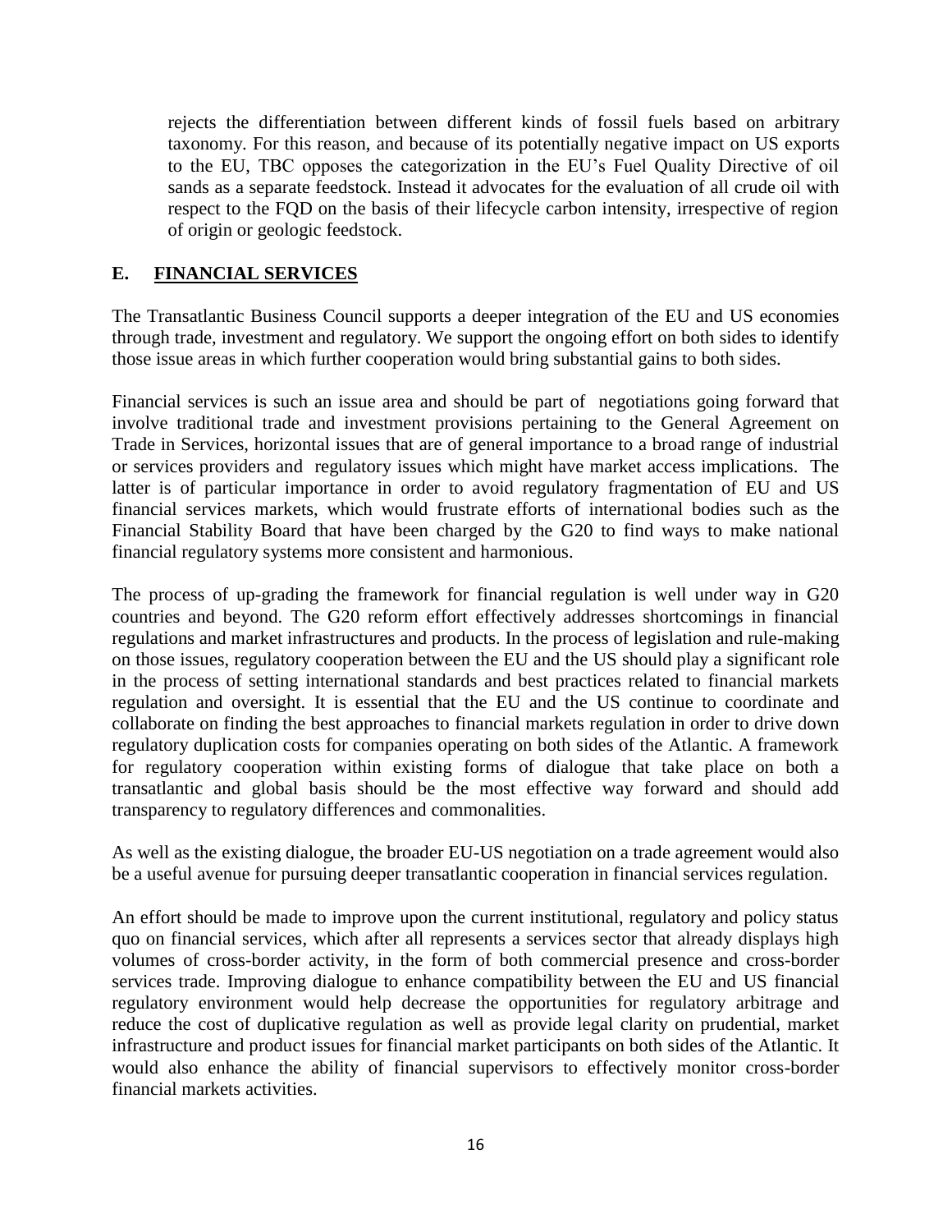rejects the differentiation between different kinds of fossil fuels based on arbitrary taxonomy. For this reason, and because of its potentially negative impact on US exports to the EU, TBC opposes the categorization in the EU's Fuel Quality Directive of oil sands as a separate feedstock. Instead it advocates for the evaluation of all crude oil with respect to the FQD on the basis of their lifecycle carbon intensity, irrespective of region of origin or geologic feedstock.

## E. FINANCIAL SERVICES

The Transatlantic Business Council supports a deeper integration of the EU and US economies through trade, investment and regulatory. We support the ongoing effort on both sides to identify those issue areas in which further cooperation would bring substantial gains to both sides.

Financial services is such an issue area and should be part of negotiations going forward that involve traditional trade and investment provisions pertaining to the General Agreement on Trade in Services, horizontal issues that are of general importance to a broad range of industrial or services providers and regulatory issues which might have market access implications. The latter is of particular importance in order to avoid regulatory fragmentation of EU and US financial services markets, which would frustrate efforts of international bodies such as the Financial Stability Board that have been charged by the G20 to find ways to make national financial regulatory systems more consistent and harmonious.

The process of up-grading the framework for financial regulation is well under way in G20 countries and beyond. The G20 reform effort effectively addresses shortcomings in financial regulations and market infrastructures and products. In the process of legislation and rule-making on those issues, regulatory cooperation between the EU and the US should play a significant role in the process of setting international standards and best practices related to financial markets regulation and oversight. It is essential that the EU and the US continue to coordinate and collaborate on finding the best approaches to financial markets regulation in order to drive down regulatory duplication costs for companies operating on both sides of the Atlantic. A framework for regulatory cooperation within existing forms of dialogue that take place on both a transatlantic and global basis should be the most effective way forward and should add transparency to regulatory differences and commonalities.

As well as the existing dialogue, the broader EU-US negotiation on a trade agreement would also be a useful avenue for pursuing deeper transatlantic cooperation in financial services regulation.

An effort should be made to improve upon the current institutional, regulatory and policy status quo on financial services, which after all represents a services sector that already displays high volumes of cross-border activity, in the form of both commercial presence and cross-border services trade. Improving dialogue to enhance compatibility between the EU and US financial regulatory environment would help decrease the opportunities for regulatory arbitrage and reduce the cost of duplicative regulation as well as provide legal clarity on prudential, market infrastructure and product issues for financial market participants on both sides of the Atlantic. It would also enhance the ability of financial supervisors to effectively monitor cross-border financial markets activities.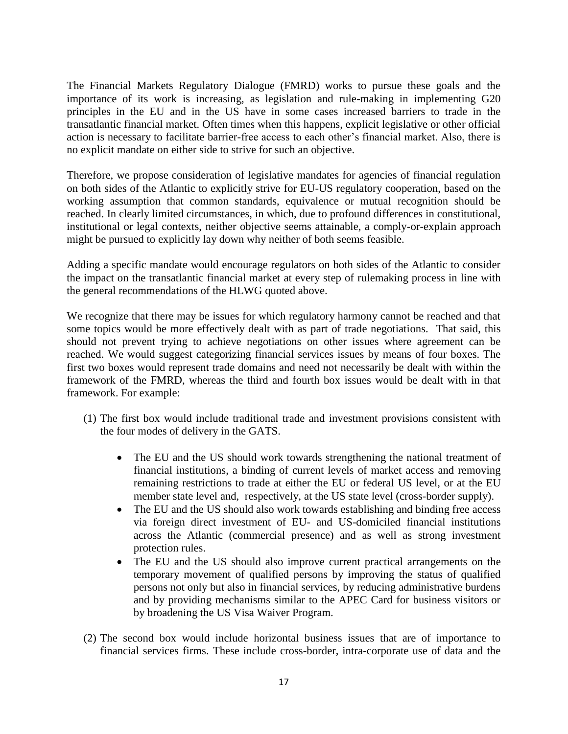The Financial Markets Regulatory Dialogue (FMRD) works to pursue these goals and the importance of its work is increasing, as legislation and rule-making in implementing G20 principles in the EU and in the US have in some cases increased barriers to trade in the transatlantic financial market. Often times when this happens, explicit legislative or other official action is necessary to facilitate barrier-free access to each other's financial market. Also, there is no explicit mandate on either side to strive for such an objective.

Therefore, we propose consideration of legislative mandates for agencies of financial regulation on both sides of the Atlantic to explicitly strive for EU-US regulatory cooperation, based on the working assumption that common standards, equivalence or mutual recognition should be reached. In clearly limited circumstances, in which, due to profound differences in constitutional, institutional or legal contexts, neither objective seems attainable, a comply-or-explain approach might be pursued to explicitly lay down why neither of both seems feasible.

Adding a specific mandate would encourage regulators on both sides of the Atlantic to consider the impact on the transatlantic financial market at every step of rulemaking process in line with the general recommendations of the HLWG quoted above.

We recognize that there may be issues for which regulatory harmony cannot be reached and that some topics would be more effectively dealt with as part of trade negotiations. That said, this should not prevent trying to achieve negotiations on other issues where agreement can be reached. We would suggest categorizing financial services issues by means of four boxes. The first two boxes would represent trade domains and need not necessarily be dealt with within the framework of the FMRD, whereas the third and fourth box issues would be dealt with in that framework. For example:

(1) The first box would include traditional trade and investment provisions consistent with the four modes of delivery in the GATS.

- The EU and the US should work towards strengthening the national treatment of financial institutions, a binding of current levels of market access and removing remaining restrictions to trade at either the EU or federal US level, or at the EU member state level and, respectively, at the US state level (cross-border supply).
- The EU and the US should also work towards establishing and binding free access via foreign direct investment of EU- and US-domiciled financial institutions across the Atlantic (commercial presence) and as well as strong investment protection rules.
- The EU and the US should also improve current practical arrangements on the temporary movement of qualified persons by improving the status of qualified persons not only but also in financial services, by reducing administrative burdens and by providing mechanisms similar to the APEC Card for business visitors or by broadening the US Visa Waiver Program.

(2) The second box would include horizontal business issues that are of importance to financial services firms. These include cross-border, intra-corporate use of data and the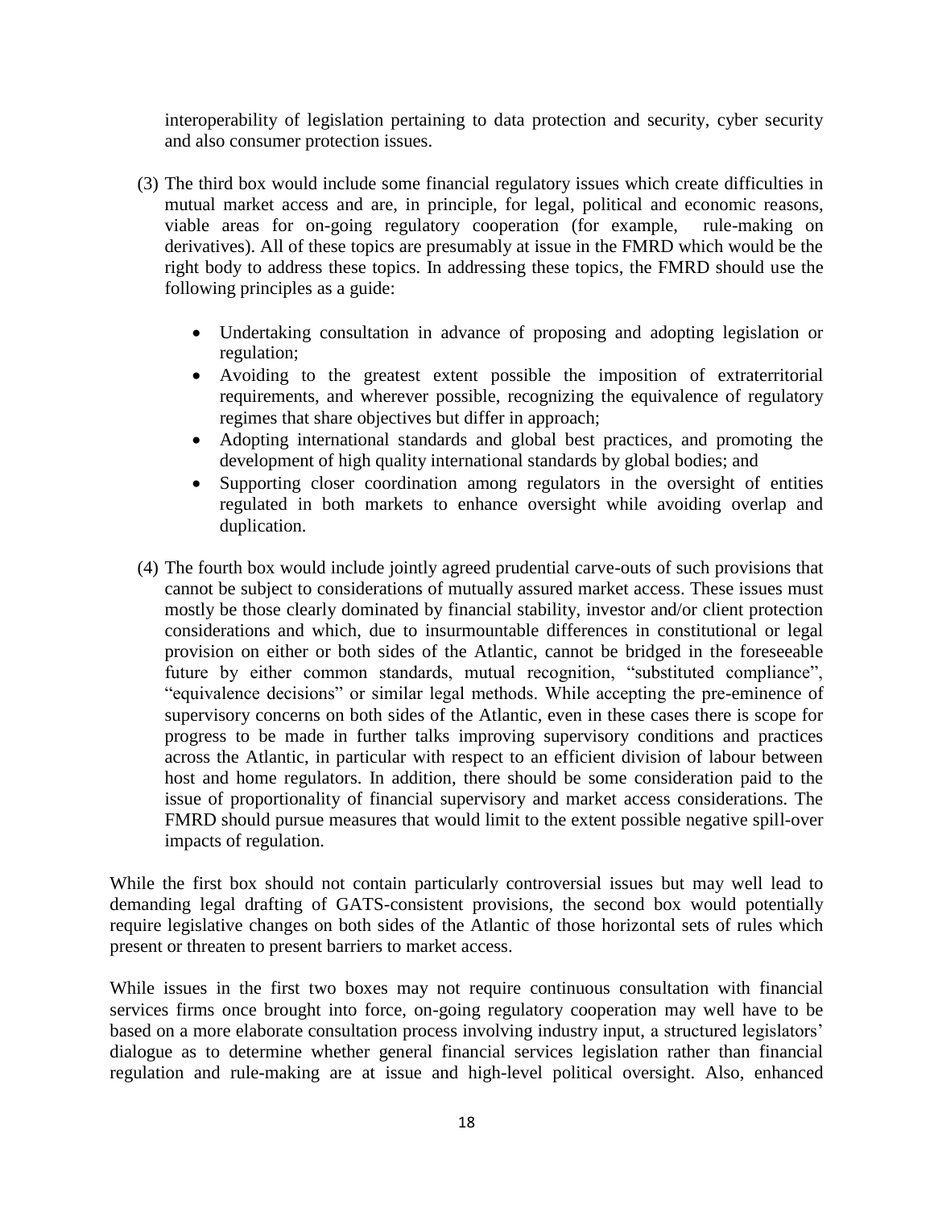interoperability of legislation pertaining to data protection and security, cyber security and also consumer protection issues.

(3) The third box would include some financial regulatory issues which create difficulties in mutual market access and are, in principle, for legal, political and economic reasons, viable areas for on-going regulatory cooperation (for example, rule-making on derivatives). All of these topics are presumably at issue in the FMRD which would be the right body to address these topics. In addressing these topics, the FMRD should use the following principles as a guide:

- Undertaking consultation in advance of proposing and adopting legislation or regulation;
- Avoiding to the greatest extent possible the imposition of extraterritorial requirements, and wherever possible, recognizing the equivalence of regulatory regimes that share objectives but differ in approach;
- Adopting international standards and global best practices, and promoting the development of high quality international standards by global bodies; and
- Supporting closer coordination among regulators in the oversight of entities regulated in both markets to enhance oversight while avoiding overlap and duplication.

(4) The fourth box would include jointly agreed prudential carve-outs of such provisions that cannot be subject to considerations of mutually assured market access. These issues must mostly be those clearly dominated by financial stability, investor and/or client protection considerations and which, due to insurmountable differences in constitutional or legal provision on either or both sides of the Atlantic, cannot be bridged in the foreseeable future by either common standards, mutual recognition, "substituted compliance", "equivalence decisions" or similar legal methods. While accepting the pre-eminence of supervisory concerns on both sides of the Atlantic, even in these cases there is scope for progress to be made in further talks improving supervisory conditions and practices across the Atlantic, in particular with respect to an efficient division of labour between host and home regulators. In addition, there should be some consideration paid to the issue of proportionality of financial supervisory and market access considerations. The FMRD should pursue measures that would limit to the extent possible negative spill-over impacts of regulation.

While the first box should not contain particularly controversial issues but may well lead to demanding legal drafting of GATS-consistent provisions, the second box would potentially require legislative changes on both sides of the Atlantic of those horizontal sets of rules which present or threaten to present barriers to market access.

While issues in the first two boxes may not require continuous consultation with financial services firms once brought into force, on-going regulatory cooperation may well have to be based on a more elaborate consultation process involving industry input, a structured legislators' dialogue as to determine whether general financial services legislation rather than financial regulation and rule-making are at issue and high-level political oversight. Also, enhanced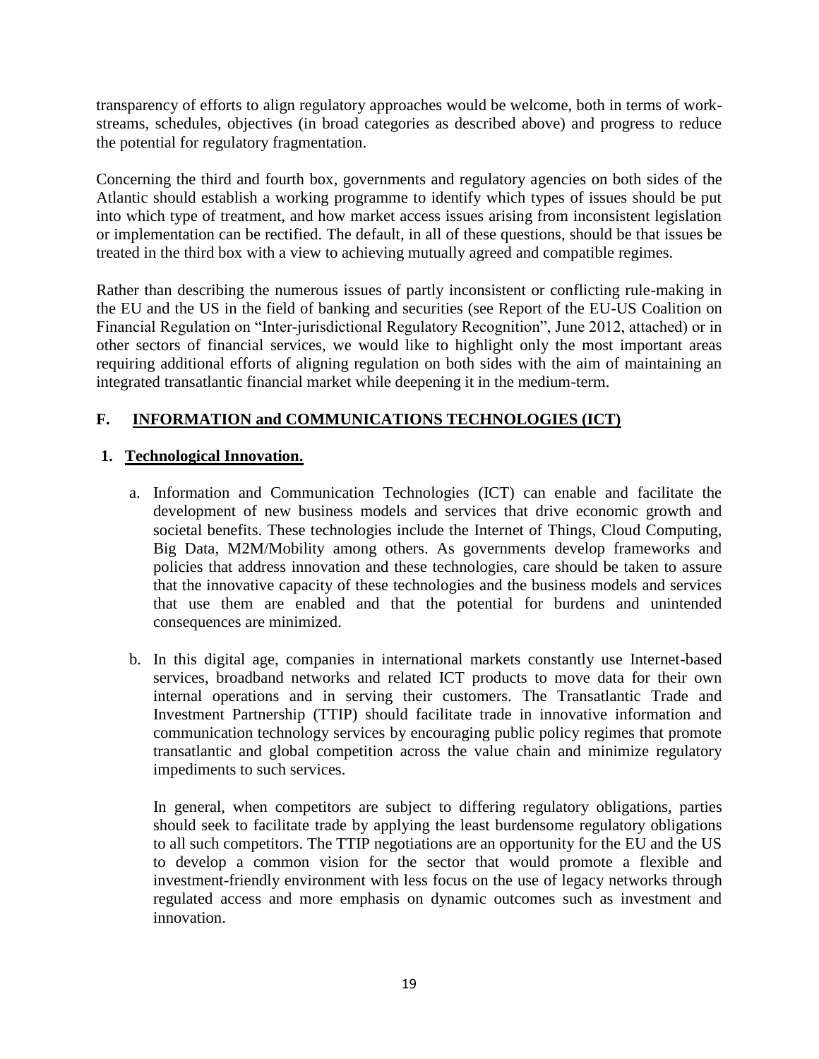transparency of efforts to align regulatory approaches would be welcome, both in terms of work-streams, schedules, objectives (in broad categories as described above) and progress to reduce the potential for regulatory fragmentation.

Concerning the third and fourth box, governments and regulatory agencies on both sides of the Atlantic should establish a working programme to identify which types of issues should be put into which type of treatment, and how market access issues arising from inconsistent legislation or implementation can be rectified. The default, in all of these questions, should be that issues be treated in the third box with a view to achieving mutually agreed and compatible regimes.

Rather than describing the numerous issues of partly inconsistent or conflicting rule-making in the EU and the US in the field of banking and securities (see Report of the EU-US Coalition on Financial Regulation on "Inter-jurisdictional Regulatory Recognition", June 2012, attached) or in other sectors of financial services, we would like to highlight only the most important areas requiring additional efforts of aligning regulation on both sides with the aim of maintaining an integrated transatlantic financial market while deepening it in the medium-term.

## F. INFORMATION and COMMUNICATIONS TECHNOLOGIES (ICT)

### 1. Technological Innovation.

a. Information and Communication Technologies (ICT) can enable and facilitate the development of new business models and services that drive economic growth and societal benefits. These technologies include the Internet of Things, Cloud Computing, Big Data, M2M/Mobility among others. As governments develop frameworks and policies that address innovation and these technologies, care should be taken to assure that the innovative capacity of these technologies and the business models and services that use them are enabled and that the potential for burdens and unintended consequences are minimized.

b. In this digital age, companies in international markets constantly use Internet-based services, broadband networks and related ICT products to move data for their own internal operations and in serving their customers. The Transatlantic Trade and Investment Partnership (TTIP) should facilitate trade in innovative information and communication technology services by encouraging public policy regimes that promote transatlantic and global competition across the value chain and minimize regulatory impediments to such services.

   In general, when competitors are subject to differing regulatory obligations, parties should seek to facilitate trade by applying the least burdensome regulatory obligations to all such competitors. The TTIP negotiations are an opportunity for the EU and the US to develop a common vision for the sector that would promote a flexible and investment-friendly environment with less focus on the use of legacy networks through regulated access and more emphasis on dynamic outcomes such as investment and innovation.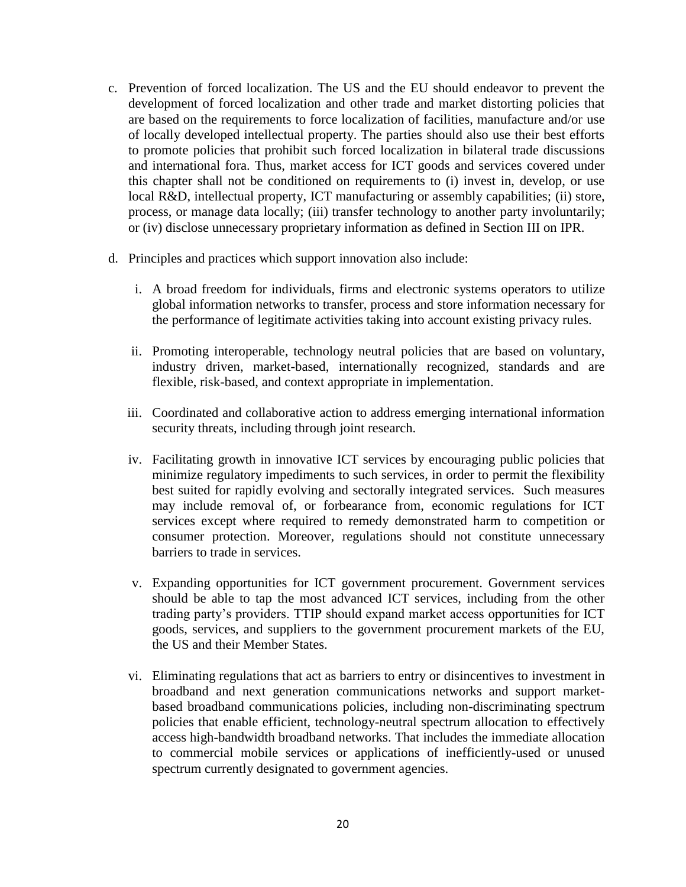c. Prevention of forced localization. The US and the EU should endeavor to prevent the development of forced localization and other trade and market distorting policies that are based on the requirements to force localization of facilities, manufacture and/or use of locally developed intellectual property. The parties should also use their best efforts to promote policies that prohibit such forced localization in bilateral trade discussions and international fora. Thus, market access for ICT goods and services covered under this chapter shall not be conditioned on requirements to (i) invest in, develop, or use local R&D, intellectual property, ICT manufacturing or assembly capabilities; (ii) store, process, or manage data locally; (iii) transfer technology to another party involuntarily; or (iv) disclose unnecessary proprietary information as defined in Section III on IPR.

d. Principles and practices which support innovation also include:

   i. A broad freedom for individuals, firms and electronic systems operators to utilize global information networks to transfer, process and store information necessary for the performance of legitimate activities taking into account existing privacy rules.

   ii. Promoting interoperable, technology neutral policies that are based on voluntary, industry driven, market-based, internationally recognized, standards and are flexible, risk-based, and context appropriate in implementation.

   iii. Coordinated and collaborative action to address emerging international information security threats, including through joint research.

   iv. Facilitating growth in innovative ICT services by encouraging public policies that minimize regulatory impediments to such services, in order to permit the flexibility best suited for rapidly evolving and sectorally integrated services. Such measures may include removal of, or forbearance from, economic regulations for ICT services except where required to remedy demonstrated harm to competition or consumer protection. Moreover, regulations should not constitute unnecessary barriers to trade in services.

   v. Expanding opportunities for ICT government procurement. Government services should be able to tap the most advanced ICT services, including from the other trading party's providers. TTIP should expand market access opportunities for ICT goods, services, and suppliers to the government procurement markets of the EU, the US and their Member States.

   vi. Eliminating regulations that act as barriers to entry or disincentives to investment in broadband and next generation communications networks and support market-based broadband communications policies, including non-discriminating spectrum policies that enable efficient, technology-neutral spectrum allocation to effectively access high-bandwidth broadband networks. That includes the immediate allocation to commercial mobile services or applications of inefficiently-used or unused spectrum currently designated to government agencies.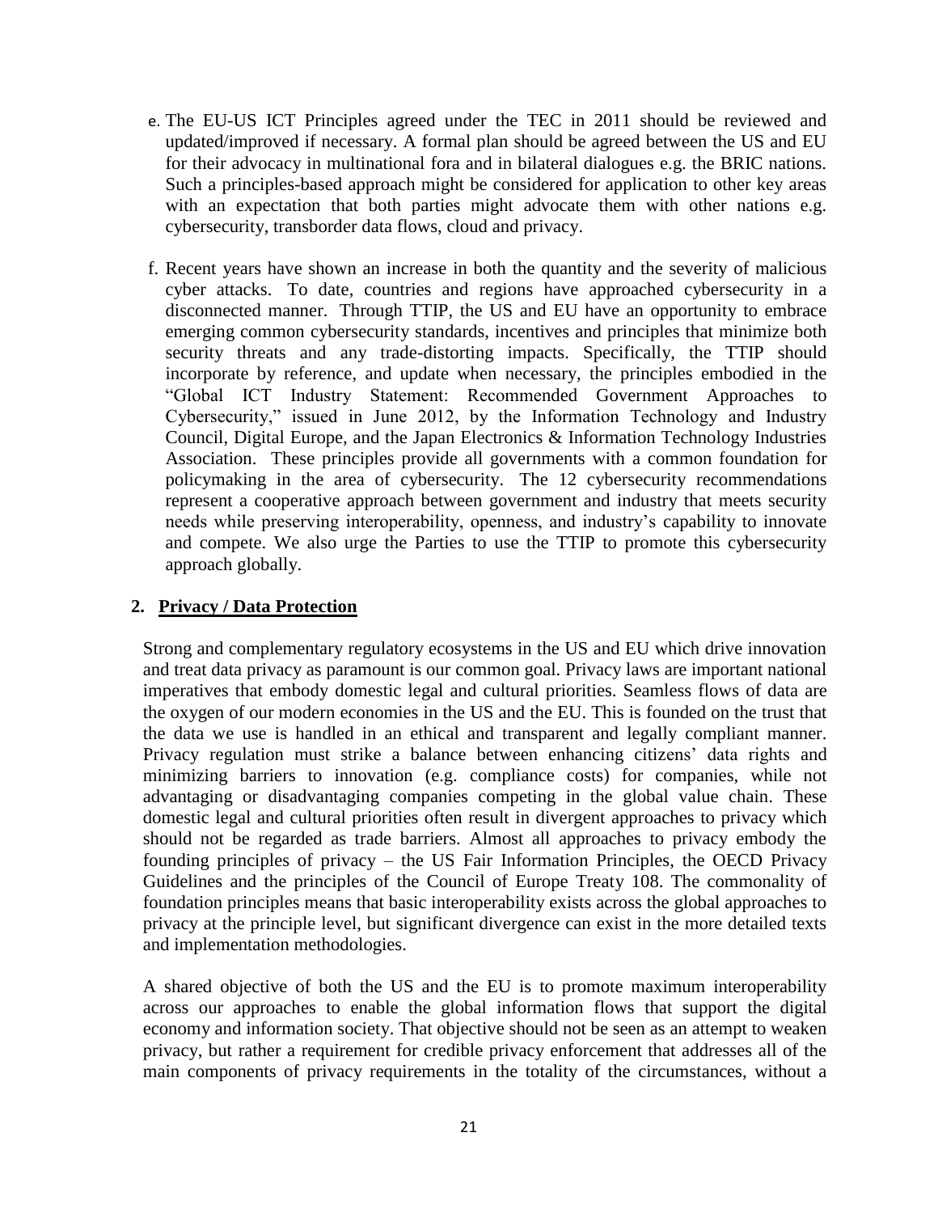e. The EU-US ICT Principles agreed under the TEC in 2011 should be reviewed and updated/improved if necessary. A formal plan should be agreed between the US and EU for their advocacy in multinational fora and in bilateral dialogues e.g. the BRIC nations. Such a principles-based approach might be considered for application to other key areas with an expectation that both parties might advocate them with other nations e.g. cybersecurity, transborder data flows, cloud and privacy.

f. Recent years have shown an increase in both the quantity and the severity of malicious cyber attacks. To date, countries and regions have approached cybersecurity in a disconnected manner. Through TTIP, the US and EU have an opportunity to embrace emerging common cybersecurity standards, incentives and principles that minimize both security threats and any trade-distorting impacts. Specifically, the TTIP should incorporate by reference, and update when necessary, the principles embodied in the "Global ICT Industry Statement: Recommended Government Approaches to Cybersecurity," issued in June 2012, by the Information Technology and Industry Council, Digital Europe, and the Japan Electronics & Information Technology Industries Association. These principles provide all governments with a common foundation for policymaking in the area of cybersecurity. The 12 cybersecurity recommendations represent a cooperative approach between government and industry that meets security needs while preserving interoperability, openness, and industry's capability to innovate and compete. We also urge the Parties to use the TTIP to promote this cybersecurity approach globally.

## 2. Privacy / Data Protection

Strong and complementary regulatory ecosystems in the US and EU which drive innovation and treat data privacy as paramount is our common goal. Privacy laws are important national imperatives that embody domestic legal and cultural priorities. Seamless flows of data are the oxygen of our modern economies in the US and the EU. This is founded on the trust that the data we use is handled in an ethical and transparent and legally compliant manner. Privacy regulation must strike a balance between enhancing citizens' data rights and minimizing barriers to innovation (e.g. compliance costs) for companies, while not advantaging or disadvantaging companies competing in the global value chain. These domestic legal and cultural priorities often result in divergent approaches to privacy which should not be regarded as trade barriers. Almost all approaches to privacy embody the founding principles of privacy – the US Fair Information Principles, the OECD Privacy Guidelines and the principles of the Council of Europe Treaty 108. The commonality of foundation principles means that basic interoperability exists across the global approaches to privacy at the principle level, but significant divergence can exist in the more detailed texts and implementation methodologies.

A shared objective of both the US and the EU is to promote maximum interoperability across our approaches to enable the global information flows that support the digital economy and information society. That objective should not be seen as an attempt to weaken privacy, but rather a requirement for credible privacy enforcement that addresses all of the main components of privacy requirements in the totality of the circumstances, without a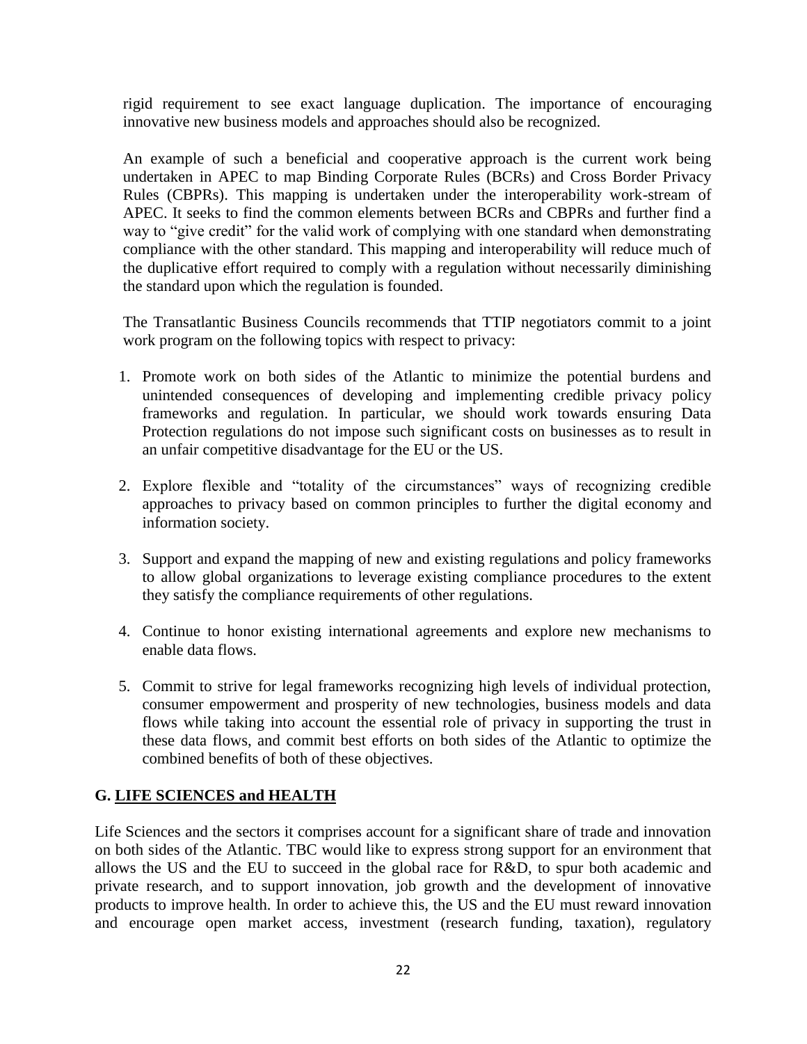rigid requirement to see exact language duplication. The importance of encouraging innovative new business models and approaches should also be recognized.

An example of such a beneficial and cooperative approach is the current work being undertaken in APEC to map Binding Corporate Rules (BCRs) and Cross Border Privacy Rules (CBPRs). This mapping is undertaken under the interoperability work-stream of APEC. It seeks to find the common elements between BCRs and CBPRs and further find a way to "give credit" for the valid work of complying with one standard when demonstrating compliance with the other standard. This mapping and interoperability will reduce much of the duplicative effort required to comply with a regulation without necessarily diminishing the standard upon which the regulation is founded.

The Transatlantic Business Councils recommends that TTIP negotiators commit to a joint work program on the following topics with respect to privacy:

1. Promote work on both sides of the Atlantic to minimize the potential burdens and unintended consequences of developing and implementing credible privacy policy frameworks and regulation. In particular, we should work towards ensuring Data Protection regulations do not impose such significant costs on businesses as to result in an unfair competitive disadvantage for the EU or the US.

2. Explore flexible and "totality of the circumstances" ways of recognizing credible approaches to privacy based on common principles to further the digital economy and information society.

3. Support and expand the mapping of new and existing regulations and policy frameworks to allow global organizations to leverage existing compliance procedures to the extent they satisfy the compliance requirements of other regulations.

4. Continue to honor existing international agreements and explore new mechanisms to enable data flows.

5. Commit to strive for legal frameworks recognizing high levels of individual protection, consumer empowerment and prosperity of new technologies, business models and data flows while taking into account the essential role of privacy in supporting the trust in these data flows, and commit best efforts on both sides of the Atlantic to optimize the combined benefits of both of these objectives.

## G. LIFE SCIENCES and HEALTH

Life Sciences and the sectors it comprises account for a significant share of trade and innovation on both sides of the Atlantic. TBC would like to express strong support for an environment that allows the US and the EU to succeed in the global race for R&D, to spur both academic and private research, and to support innovation, job growth and the development of innovative products to improve health. In order to achieve this, the US and the EU must reward innovation and encourage open market access, investment (research funding, taxation), regulatory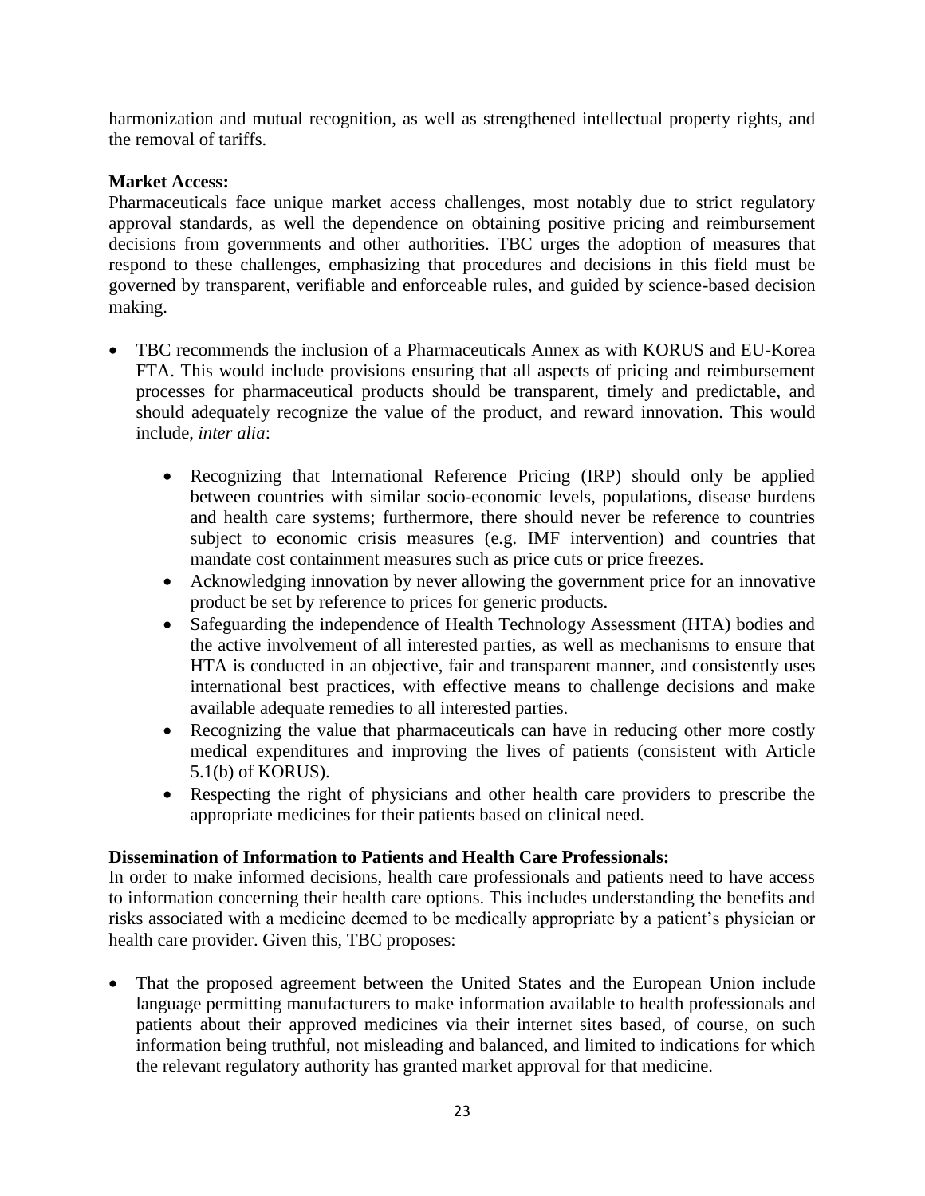harmonization and mutual recognition, as well as strengthened intellectual property rights, and the removal of tariffs.

**Market Access:**
Pharmaceuticals face unique market access challenges, most notably due to strict regulatory approval standards, as well the dependence on obtaining positive pricing and reimbursement decisions from governments and other authorities. TBC urges the adoption of measures that respond to these challenges, emphasizing that procedures and decisions in this field must be governed by transparent, verifiable and enforceable rules, and guided by science-based decision making.

- TBC recommends the inclusion of a Pharmaceuticals Annex as with KORUS and EU-Korea FTA. This would include provisions ensuring that all aspects of pricing and reimbursement processes for pharmaceutical products should be transparent, timely and predictable, and should adequately recognize the value of the product, and reward innovation. This would include, *inter alia*:
    - Recognizing that International Reference Pricing (IRP) should only be applied between countries with similar socio-economic levels, populations, disease burdens and health care systems; furthermore, there should never be reference to countries subject to economic crisis measures (e.g. IMF intervention) and countries that mandate cost containment measures such as price cuts or price freezes.
    - Acknowledging innovation by never allowing the government price for an innovative product be set by reference to prices for generic products.
    - Safeguarding the independence of Health Technology Assessment (HTA) bodies and the active involvement of all interested parties, as well as mechanisms to ensure that HTA is conducted in an objective, fair and transparent manner, and consistently uses international best practices, with effective means to challenge decisions and make available adequate remedies to all interested parties.
    - Recognizing the value that pharmaceuticals can have in reducing other more costly medical expenditures and improving the lives of patients (consistent with Article 5.1(b) of KORUS).
    - Respecting the right of physicians and other health care providers to prescribe the appropriate medicines for their patients based on clinical need.

**Dissemination of Information to Patients and Health Care Professionals:**
In order to make informed decisions, health care professionals and patients need to have access to information concerning their health care options. This includes understanding the benefits and risks associated with a medicine deemed to be medically appropriate by a patient's physician or health care provider. Given this, TBC proposes:

- That the proposed agreement between the United States and the European Union include language permitting manufacturers to make information available to health professionals and patients about their approved medicines via their internet sites based, of course, on such information being truthful, not misleading and balanced, and limited to indications for which the relevant regulatory authority has granted market approval for that medicine.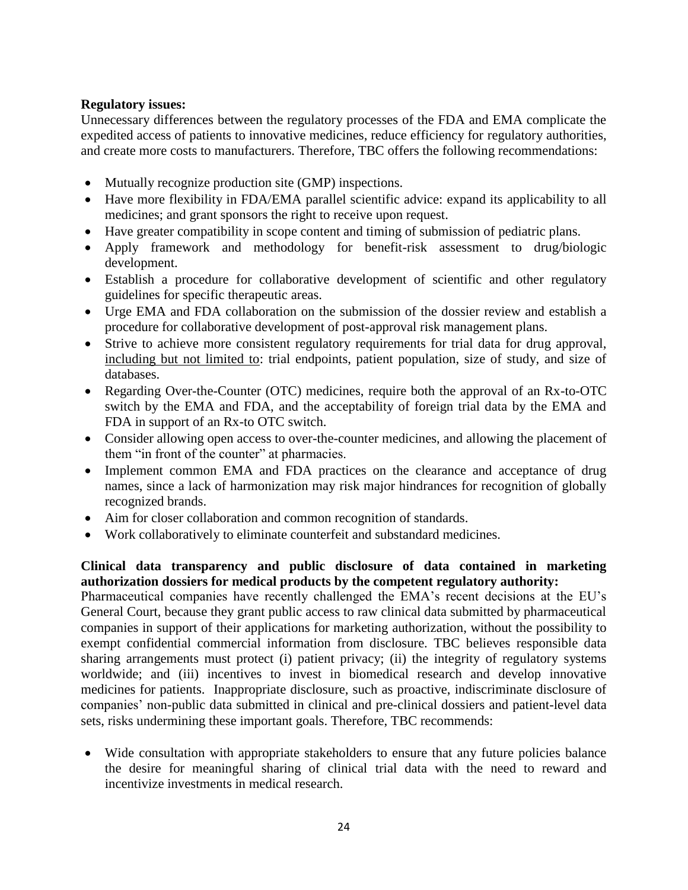**Regulatory issues:**

Unnecessary differences between the regulatory processes of the FDA and EMA complicate the expedited access of patients to innovative medicines, reduce efficiency for regulatory authorities, and create more costs to manufacturers. Therefore, TBC offers the following recommendations:

- Mutually recognize production site (GMP) inspections.
- Have more flexibility in FDA/EMA parallel scientific advice: expand its applicability to all medicines; and grant sponsors the right to receive upon request.
- Have greater compatibility in scope content and timing of submission of pediatric plans.
- Apply framework and methodology for benefit-risk assessment to drug/biologic development.
- Establish a procedure for collaborative development of scientific and other regulatory guidelines for specific therapeutic areas.
- Urge EMA and FDA collaboration on the submission of the dossier review and establish a procedure for collaborative development of post-approval risk management plans.
- Strive to achieve more consistent regulatory requirements for trial data for drug approval, <u>including but not limited to</u>: trial endpoints, patient population, size of study, and size of databases.
- Regarding Over-the-Counter (OTC) medicines, require both the approval of an Rx-to-OTC switch by the EMA and FDA, and the acceptability of foreign trial data by the EMA and FDA in support of an Rx-to OTC switch.
- Consider allowing open access to over-the-counter medicines, and allowing the placement of them "in front of the counter" at pharmacies.
- Implement common EMA and FDA practices on the clearance and acceptance of drug names, since a lack of harmonization may risk major hindrances for recognition of globally recognized brands.
- Aim for closer collaboration and common recognition of standards.
- Work collaboratively to eliminate counterfeit and substandard medicines.

**Clinical data transparency and public disclosure of data contained in marketing authorization dossiers for medical products by the competent regulatory authority:**

Pharmaceutical companies have recently challenged the EMA's recent decisions at the EU's General Court, because they grant public access to raw clinical data submitted by pharmaceutical companies in support of their applications for marketing authorization, without the possibility to exempt confidential commercial information from disclosure. TBC believes responsible data sharing arrangements must protect (i) patient privacy; (ii) the integrity of regulatory systems worldwide; and (iii) incentives to invest in biomedical research and develop innovative medicines for patients. Inappropriate disclosure, such as proactive, indiscriminate disclosure of companies' non-public data submitted in clinical and pre-clinical dossiers and patient-level data sets, risks undermining these important goals. Therefore, TBC recommends:

- Wide consultation with appropriate stakeholders to ensure that any future policies balance the desire for meaningful sharing of clinical trial data with the need to reward and incentivize investments in medical research.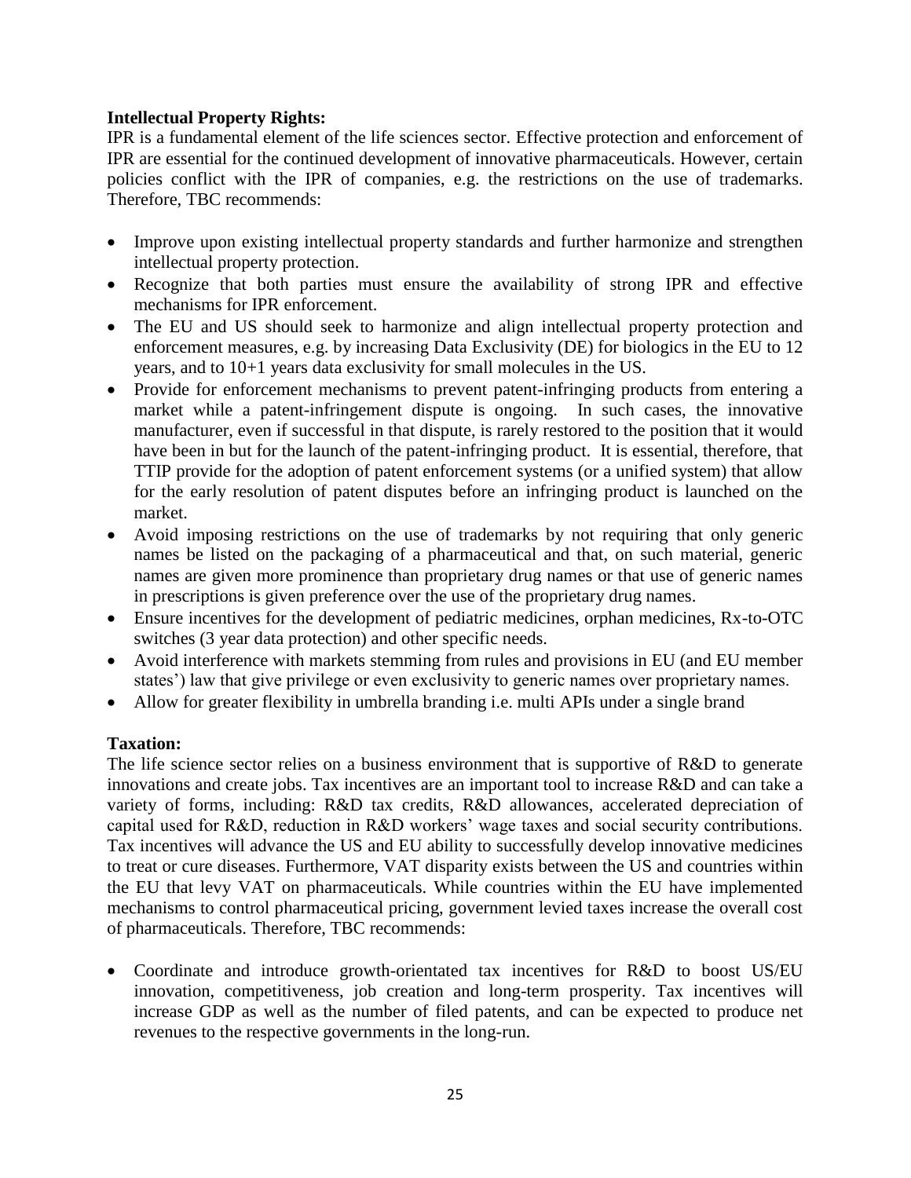**Intellectual Property Rights:**

IPR is a fundamental element of the life sciences sector. Effective protection and enforcement of IPR are essential for the continued development of innovative pharmaceuticals. However, certain policies conflict with the IPR of companies, e.g. the restrictions on the use of trademarks. Therefore, TBC recommends:

- Improve upon existing intellectual property standards and further harmonize and strengthen intellectual property protection.
- Recognize that both parties must ensure the availability of strong IPR and effective mechanisms for IPR enforcement.
- The EU and US should seek to harmonize and align intellectual property protection and enforcement measures, e.g. by increasing Data Exclusivity (DE) for biologics in the EU to 12 years, and to 10+1 years data exclusivity for small molecules in the US.
- Provide for enforcement mechanisms to prevent patent-infringing products from entering a market while a patent-infringement dispute is ongoing. In such cases, the innovative manufacturer, even if successful in that dispute, is rarely restored to the position that it would have been in but for the launch of the patent-infringing product. It is essential, therefore, that TTIP provide for the adoption of patent enforcement systems (or a unified system) that allow for the early resolution of patent disputes before an infringing product is launched on the market.
- Avoid imposing restrictions on the use of trademarks by not requiring that only generic names be listed on the packaging of a pharmaceutical and that, on such material, generic names are given more prominence than proprietary drug names or that use of generic names in prescriptions is given preference over the use of the proprietary drug names.
- Ensure incentives for the development of pediatric medicines, orphan medicines, Rx-to-OTC switches (3 year data protection) and other specific needs.
- Avoid interference with markets stemming from rules and provisions in EU (and EU member states') law that give privilege or even exclusivity to generic names over proprietary names.
- Allow for greater flexibility in umbrella branding i.e. multi APIs under a single brand

**Taxation:**

The life science sector relies on a business environment that is supportive of R&D to generate innovations and create jobs. Tax incentives are an important tool to increase R&D and can take a variety of forms, including: R&D tax credits, R&D allowances, accelerated depreciation of capital used for R&D, reduction in R&D workers' wage taxes and social security contributions. Tax incentives will advance the US and EU ability to successfully develop innovative medicines to treat or cure diseases. Furthermore, VAT disparity exists between the US and countries within the EU that levy VAT on pharmaceuticals. While countries within the EU have implemented mechanisms to control pharmaceutical pricing, government levied taxes increase the overall cost of pharmaceuticals. Therefore, TBC recommends:

- Coordinate and introduce growth-orientated tax incentives for R&D to boost US/EU innovation, competitiveness, job creation and long-term prosperity. Tax incentives will increase GDP as well as the number of filed patents, and can be expected to produce net revenues to the respective governments in the long-run.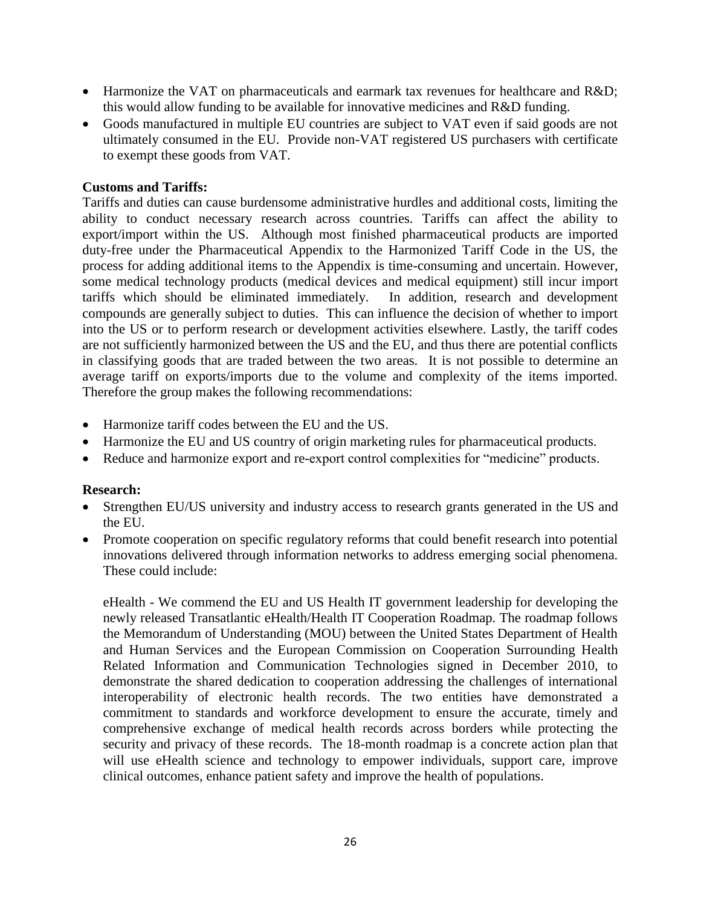- Harmonize the VAT on pharmaceuticals and earmark tax revenues for healthcare and R&D; this would allow funding to be available for innovative medicines and R&D funding.
- Goods manufactured in multiple EU countries are subject to VAT even if said goods are not ultimately consumed in the EU. Provide non-VAT registered US purchasers with certificate to exempt these goods from VAT.

**Customs and Tariffs:**

Tariffs and duties can cause burdensome administrative hurdles and additional costs, limiting the ability to conduct necessary research across countries. Tariffs can affect the ability to export/import within the US. Although most finished pharmaceutical products are imported duty-free under the Pharmaceutical Appendix to the Harmonized Tariff Code in the US, the process for adding additional items to the Appendix is time-consuming and uncertain. However, some medical technology products (medical devices and medical equipment) still incur import tariffs which should be eliminated immediately. In addition, research and development compounds are generally subject to duties. This can influence the decision of whether to import into the US or to perform research or development activities elsewhere. Lastly, the tariff codes are not sufficiently harmonized between the US and the EU, and thus there are potential conflicts in classifying goods that are traded between the two areas. It is not possible to determine an average tariff on exports/imports due to the volume and complexity of the items imported. Therefore the group makes the following recommendations:

- Harmonize tariff codes between the EU and the US.
- Harmonize the EU and US country of origin marketing rules for pharmaceutical products.
- Reduce and harmonize export and re-export control complexities for "medicine" products.

**Research:**

- Strengthen EU/US university and industry access to research grants generated in the US and the EU.
- Promote cooperation on specific regulatory reforms that could benefit research into potential innovations delivered through information networks to address emerging social phenomena. These could include:

  eHealth - We commend the EU and US Health IT government leadership for developing the newly released Transatlantic eHealth/Health IT Cooperation Roadmap. The roadmap follows the Memorandum of Understanding (MOU) between the United States Department of Health and Human Services and the European Commission on Cooperation Surrounding Health Related Information and Communication Technologies signed in December 2010, to demonstrate the shared dedication to cooperation addressing the challenges of international interoperability of electronic health records. The two entities have demonstrated a commitment to standards and workforce development to ensure the accurate, timely and comprehensive exchange of medical health records across borders while protecting the security and privacy of these records. The 18-month roadmap is a concrete action plan that will use eHealth science and technology to empower individuals, support care, improve clinical outcomes, enhance patient safety and improve the health of populations.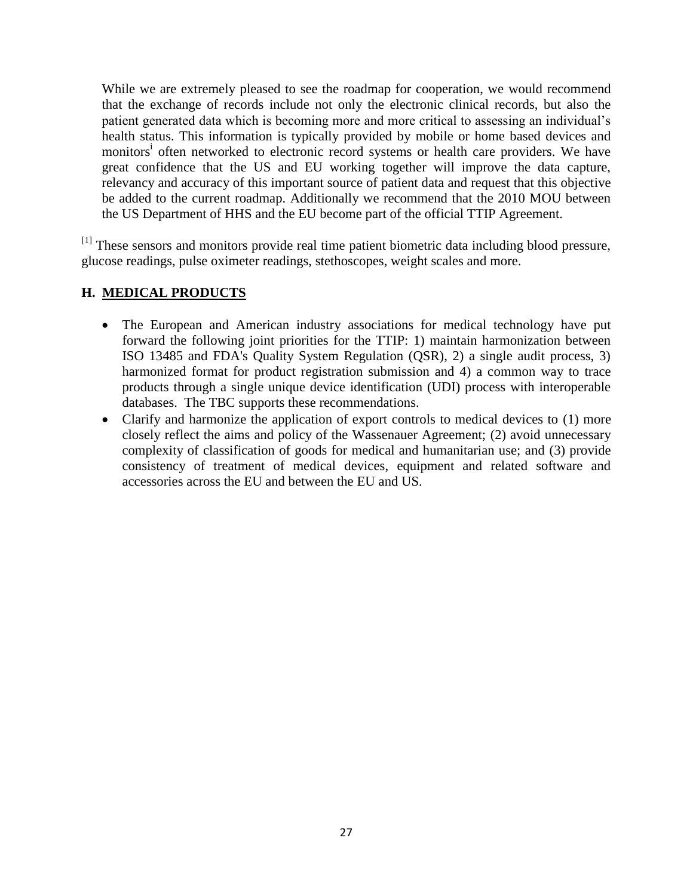While we are extremely pleased to see the roadmap for cooperation, we would recommend that the exchange of records include not only the electronic clinical records, but also the patient generated data which is becoming more and more critical to assessing an individual's health status. This information is typically provided by mobile or home based devices and monitors[i] often networked to electronic record systems or health care providers. We have great confidence that the US and EU working together will improve the data capture, relevancy and accuracy of this important source of patient data and request that this objective be added to the current roadmap. Additionally we recommend that the 2010 MOU between the US Department of HHS and the EU become part of the official TTIP Agreement.

[1] These sensors and monitors provide real time patient biometric data including blood pressure, glucose readings, pulse oximeter readings, stethoscopes, weight scales and more.

## H. MEDICAL PRODUCTS

- The European and American industry associations for medical technology have put forward the following joint priorities for the TTIP: 1) maintain harmonization between ISO 13485 and FDA's Quality System Regulation (QSR), 2) a single audit process, 3) harmonized format for product registration submission and 4) a common way to trace products through a single unique device identification (UDI) process with interoperable databases. The TBC supports these recommendations.
- Clarify and harmonize the application of export controls to medical devices to (1) more closely reflect the aims and policy of the Wassenauer Agreement; (2) avoid unnecessary complexity of classification of goods for medical and humanitarian use; and (3) provide consistency of treatment of medical devices, equipment and related software and accessories across the EU and between the EU and US.